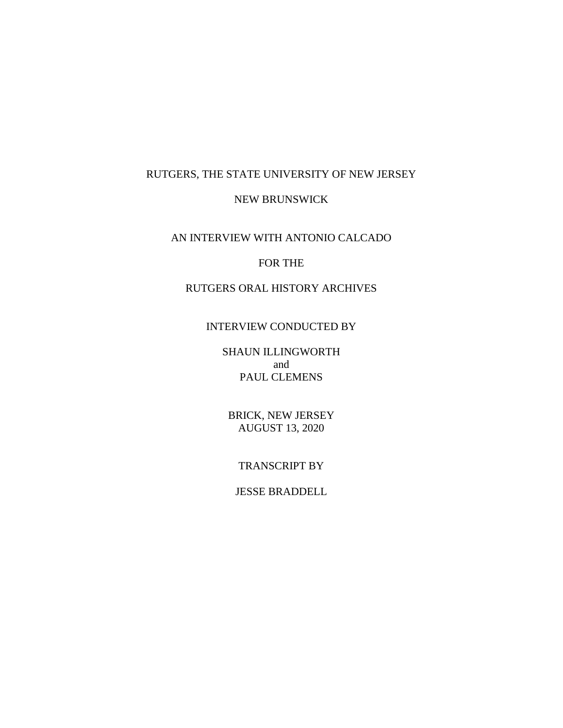RUTGERS, THE STATE UNIVERSITY OF NEW JERSEY

NEW BRUNSWICK

AN INTERVIEW WITH ANTONIO CALCADO

FOR THE

RUTGERS ORAL HISTORY ARCHIVES

INTERVIEW CONDUCTED BY

SHAUN ILLINGWORTH
and
PAUL CLEMENS

BRICK, NEW JERSEY
AUGUST 13, 2020

TRANSCRIPT BY

JESSE BRADDELL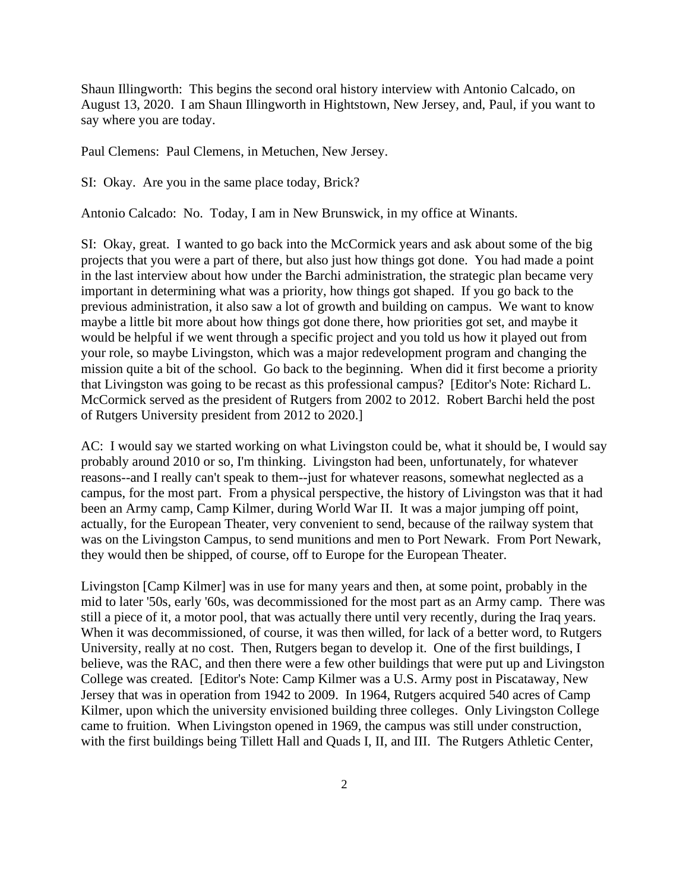Shaun Illingworth: This begins the second oral history interview with Antonio Calcado, on August 13, 2020. I am Shaun Illingworth in Hightstown, New Jersey, and, Paul, if you want to say where you are today.

Paul Clemens: Paul Clemens, in Metuchen, New Jersey.

SI: Okay. Are you in the same place today, Brick?

Antonio Calcado: No. Today, I am in New Brunswick, in my office at Winants.

SI: Okay, great. I wanted to go back into the McCormick years and ask about some of the big projects that you were a part of there, but also just how things got done. You had made a point in the last interview about how under the Barchi administration, the strategic plan became very important in determining what was a priority, how things got shaped. If you go back to the previous administration, it also saw a lot of growth and building on campus. We want to know maybe a little bit more about how things got done there, how priorities got set, and maybe it would be helpful if we went through a specific project and you told us how it played out from your role, so maybe Livingston, which was a major redevelopment program and changing the mission quite a bit of the school. Go back to the beginning. When did it first become a priority that Livingston was going to be recast as this professional campus? [Editor's Note: Richard L. McCormick served as the president of Rutgers from 2002 to 2012. Robert Barchi held the post of Rutgers University president from 2012 to 2020.]

AC: I would say we started working on what Livingston could be, what it should be, I would say probably around 2010 or so, I'm thinking. Livingston had been, unfortunately, for whatever reasons--and I really can't speak to them--just for whatever reasons, somewhat neglected as a campus, for the most part. From a physical perspective, the history of Livingston was that it had been an Army camp, Camp Kilmer, during World War II. It was a major jumping off point, actually, for the European Theater, very convenient to send, because of the railway system that was on the Livingston Campus, to send munitions and men to Port Newark. From Port Newark, they would then be shipped, of course, off to Europe for the European Theater.

Livingston [Camp Kilmer] was in use for many years and then, at some point, probably in the mid to later '50s, early '60s, was decommissioned for the most part as an Army camp. There was still a piece of it, a motor pool, that was actually there until very recently, during the Iraq years. When it was decommissioned, of course, it was then willed, for lack of a better word, to Rutgers University, really at no cost. Then, Rutgers began to develop it. One of the first buildings, I believe, was the RAC, and then there were a few other buildings that were put up and Livingston College was created. [Editor's Note: Camp Kilmer was a U.S. Army post in Piscataway, New Jersey that was in operation from 1942 to 2009. In 1964, Rutgers acquired 540 acres of Camp Kilmer, upon which the university envisioned building three colleges. Only Livingston College came to fruition. When Livingston opened in 1969, the campus was still under construction, with the first buildings being Tillett Hall and Quads I, II, and III. The Rutgers Athletic Center,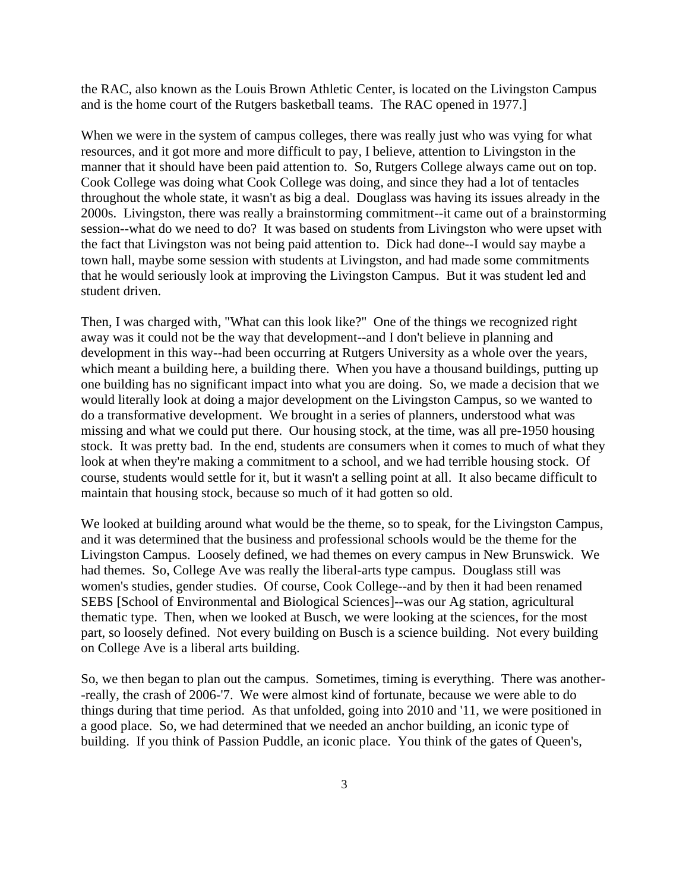the RAC, also known as the Louis Brown Athletic Center, is located on the Livingston Campus and is the home court of the Rutgers basketball teams. The RAC opened in 1977.]

When we were in the system of campus colleges, there was really just who was vying for what resources, and it got more and more difficult to pay, I believe, attention to Livingston in the manner that it should have been paid attention to. So, Rutgers College always came out on top. Cook College was doing what Cook College was doing, and since they had a lot of tentacles throughout the whole state, it wasn't as big a deal. Douglass was having its issues already in the 2000s. Livingston, there was really a brainstorming commitment--it came out of a brainstorming session--what do we need to do? It was based on students from Livingston who were upset with the fact that Livingston was not being paid attention to. Dick had done--I would say maybe a town hall, maybe some session with students at Livingston, and had made some commitments that he would seriously look at improving the Livingston Campus. But it was student led and student driven.

Then, I was charged with, "What can this look like?" One of the things we recognized right away was it could not be the way that development--and I don't believe in planning and development in this way--had been occurring at Rutgers University as a whole over the years, which meant a building here, a building there. When you have a thousand buildings, putting up one building has no significant impact into what you are doing. So, we made a decision that we would literally look at doing a major development on the Livingston Campus, so we wanted to do a transformative development. We brought in a series of planners, understood what was missing and what we could put there. Our housing stock, at the time, was all pre-1950 housing stock. It was pretty bad. In the end, students are consumers when it comes to much of what they look at when they're making a commitment to a school, and we had terrible housing stock. Of course, students would settle for it, but it wasn't a selling point at all. It also became difficult to maintain that housing stock, because so much of it had gotten so old.

We looked at building around what would be the theme, so to speak, for the Livingston Campus, and it was determined that the business and professional schools would be the theme for the Livingston Campus. Loosely defined, we had themes on every campus in New Brunswick. We had themes. So, College Ave was really the liberal-arts type campus. Douglass still was women's studies, gender studies. Of course, Cook College--and by then it had been renamed SEBS [School of Environmental and Biological Sciences]--was our Ag station, agricultural thematic type. Then, when we looked at Busch, we were looking at the sciences, for the most part, so loosely defined. Not every building on Busch is a science building. Not every building on College Ave is a liberal arts building.

So, we then began to plan out the campus. Sometimes, timing is everything. There was another--really, the crash of 2006-'7. We were almost kind of fortunate, because we were able to do things during that time period. As that unfolded, going into 2010 and '11, we were positioned in a good place. So, we had determined that we needed an anchor building, an iconic type of building. If you think of Passion Puddle, an iconic place. You think of the gates of Queen's,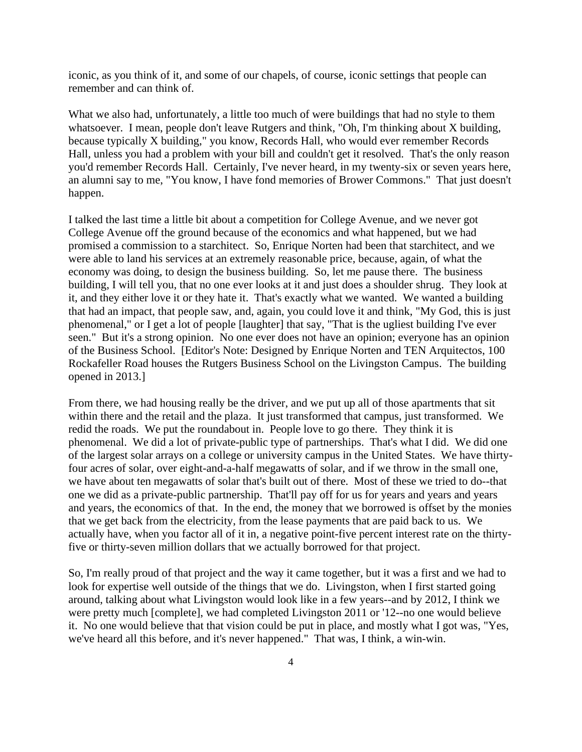iconic, as you think of it, and some of our chapels, of course, iconic settings that people can remember and can think of.

What we also had, unfortunately, a little too much of were buildings that had no style to them whatsoever. I mean, people don't leave Rutgers and think, "Oh, I'm thinking about X building, because typically X building," you know, Records Hall, who would ever remember Records Hall, unless you had a problem with your bill and couldn't get it resolved. That's the only reason you'd remember Records Hall. Certainly, I've never heard, in my twenty-six or seven years here, an alumni say to me, "You know, I have fond memories of Brower Commons." That just doesn't happen.

I talked the last time a little bit about a competition for College Avenue, and we never got College Avenue off the ground because of the economics and what happened, but we had promised a commission to a starchitect. So, Enrique Norten had been that starchitect, and we were able to land his services at an extremely reasonable price, because, again, of what the economy was doing, to design the business building. So, let me pause there. The business building, I will tell you, that no one ever looks at it and just does a shoulder shrug. They look at it, and they either love it or they hate it. That's exactly what we wanted. We wanted a building that had an impact, that people saw, and, again, you could love it and think, "My God, this is just phenomenal," or I get a lot of people [laughter] that say, "That is the ugliest building I've ever seen." But it's a strong opinion. No one ever does not have an opinion; everyone has an opinion of the Business School. [Editor's Note: Designed by Enrique Norten and TEN Arquitectos, 100 Rockafeller Road houses the Rutgers Business School on the Livingston Campus. The building opened in 2013.]

From there, we had housing really be the driver, and we put up all of those apartments that sit within there and the retail and the plaza. It just transformed that campus, just transformed. We redid the roads. We put the roundabout in. People love to go there. They think it is phenomenal. We did a lot of private-public type of partnerships. That's what I did. We did one of the largest solar arrays on a college or university campus in the United States. We have thirty-four acres of solar, over eight-and-a-half megawatts of solar, and if we throw in the small one, we have about ten megawatts of solar that's built out of there. Most of these we tried to do--that one we did as a private-public partnership. That'll pay off for us for years and years and years and years, the economics of that. In the end, the money that we borrowed is offset by the monies that we get back from the electricity, from the lease payments that are paid back to us. We actually have, when you factor all of it in, a negative point-five percent interest rate on the thirty-five or thirty-seven million dollars that we actually borrowed for that project.

So, I'm really proud of that project and the way it came together, but it was a first and we had to look for expertise well outside of the things that we do. Livingston, when I first started going around, talking about what Livingston would look like in a few years--and by 2012, I think we were pretty much [complete], we had completed Livingston 2011 or '12--no one would believe it. No one would believe that that vision could be put in place, and mostly what I got was, "Yes, we've heard all this before, and it's never happened." That was, I think, a win-win.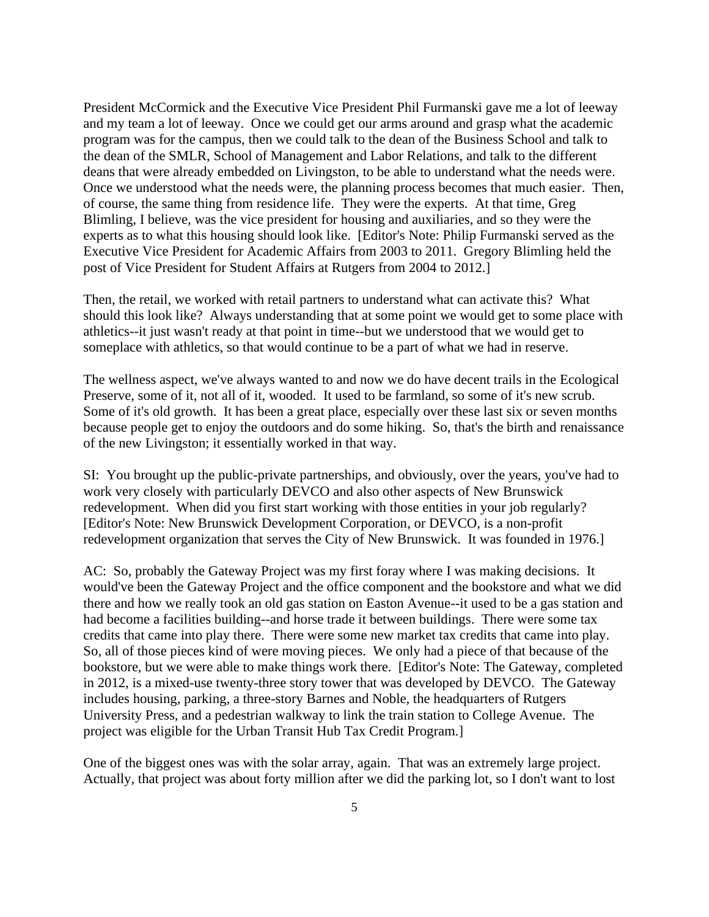President McCormick and the Executive Vice President Phil Furmanski gave me a lot of leeway and my team a lot of leeway. Once we could get our arms around and grasp what the academic program was for the campus, then we could talk to the dean of the Business School and talk to the dean of the SMLR, School of Management and Labor Relations, and talk to the different deans that were already embedded on Livingston, to be able to understand what the needs were. Once we understood what the needs were, the planning process becomes that much easier. Then, of course, the same thing from residence life. They were the experts. At that time, Greg Blimling, I believe, was the vice president for housing and auxiliaries, and so they were the experts as to what this housing should look like. [Editor's Note: Philip Furmanski served as the Executive Vice President for Academic Affairs from 2003 to 2011. Gregory Blimling held the post of Vice President for Student Affairs at Rutgers from 2004 to 2012.]

Then, the retail, we worked with retail partners to understand what can activate this? What should this look like? Always understanding that at some point we would get to some place with athletics--it just wasn't ready at that point in time--but we understood that we would get to someplace with athletics, so that would continue to be a part of what we had in reserve.

The wellness aspect, we've always wanted to and now we do have decent trails in the Ecological Preserve, some of it, not all of it, wooded. It used to be farmland, so some of it's new scrub. Some of it's old growth. It has been a great place, especially over these last six or seven months because people get to enjoy the outdoors and do some hiking. So, that's the birth and renaissance of the new Livingston; it essentially worked in that way.

SI: You brought up the public-private partnerships, and obviously, over the years, you've had to work very closely with particularly DEVCO and also other aspects of New Brunswick redevelopment. When did you first start working with those entities in your job regularly? [Editor's Note: New Brunswick Development Corporation, or DEVCO, is a non-profit redevelopment organization that serves the City of New Brunswick. It was founded in 1976.]

AC: So, probably the Gateway Project was my first foray where I was making decisions. It would've been the Gateway Project and the office component and the bookstore and what we did there and how we really took an old gas station on Easton Avenue--it used to be a gas station and had become a facilities building--and horse trade it between buildings. There were some tax credits that came into play there. There were some new market tax credits that came into play. So, all of those pieces kind of were moving pieces. We only had a piece of that because of the bookstore, but we were able to make things work there. [Editor's Note: The Gateway, completed in 2012, is a mixed-use twenty-three story tower that was developed by DEVCO. The Gateway includes housing, parking, a three-story Barnes and Noble, the headquarters of Rutgers University Press, and a pedestrian walkway to link the train station to College Avenue. The project was eligible for the Urban Transit Hub Tax Credit Program.]

One of the biggest ones was with the solar array, again. That was an extremely large project. Actually, that project was about forty million after we did the parking lot, so I don't want to lost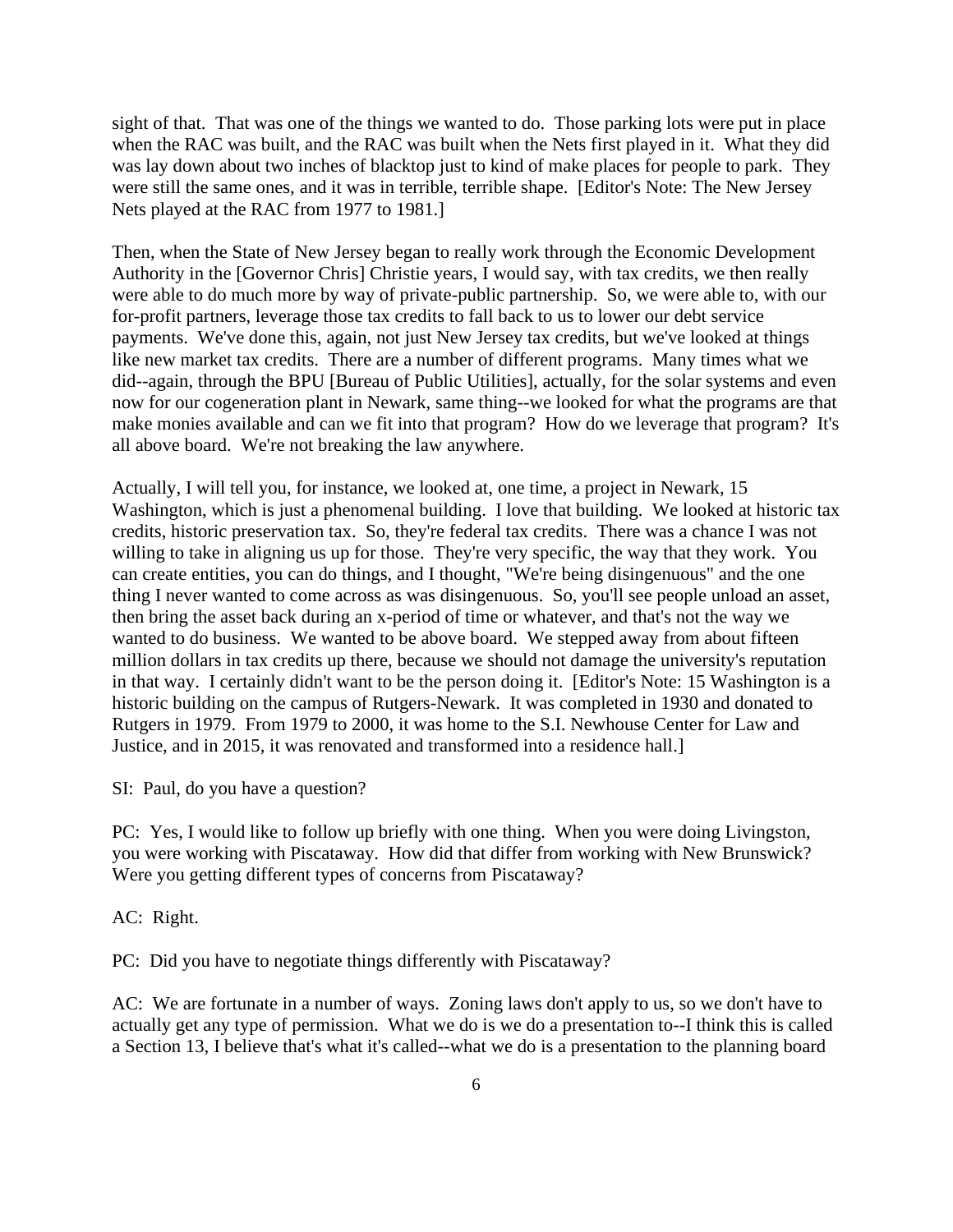sight of that. That was one of the things we wanted to do. Those parking lots were put in place when the RAC was built, and the RAC was built when the Nets first played in it. What they did was lay down about two inches of blacktop just to kind of make places for people to park. They were still the same ones, and it was in terrible, terrible shape. [Editor's Note: The New Jersey Nets played at the RAC from 1977 to 1981.]

Then, when the State of New Jersey began to really work through the Economic Development Authority in the [Governor Chris] Christie years, I would say, with tax credits, we then really were able to do much more by way of private-public partnership. So, we were able to, with our for-profit partners, leverage those tax credits to fall back to us to lower our debt service payments. We've done this, again, not just New Jersey tax credits, but we've looked at things like new market tax credits. There are a number of different programs. Many times what we did--again, through the BPU [Bureau of Public Utilities], actually, for the solar systems and even now for our cogeneration plant in Newark, same thing--we looked for what the programs are that make monies available and can we fit into that program? How do we leverage that program? It's all above board. We're not breaking the law anywhere.

Actually, I will tell you, for instance, we looked at, one time, a project in Newark, 15 Washington, which is just a phenomenal building. I love that building. We looked at historic tax credits, historic preservation tax. So, they're federal tax credits. There was a chance I was not willing to take in aligning us up for those. They're very specific, the way that they work. You can create entities, you can do things, and I thought, "We're being disingenuous" and the one thing I never wanted to come across as was disingenuous. So, you'll see people unload an asset, then bring the asset back during an x-period of time or whatever, and that's not the way we wanted to do business. We wanted to be above board. We stepped away from about fifteen million dollars in tax credits up there, because we should not damage the university's reputation in that way. I certainly didn't want to be the person doing it. [Editor's Note: 15 Washington is a historic building on the campus of Rutgers-Newark. It was completed in 1930 and donated to Rutgers in 1979. From 1979 to 2000, it was home to the S.I. Newhouse Center for Law and Justice, and in 2015, it was renovated and transformed into a residence hall.]

SI: Paul, do you have a question?

PC: Yes, I would like to follow up briefly with one thing. When you were doing Livingston, you were working with Piscataway. How did that differ from working with New Brunswick? Were you getting different types of concerns from Piscataway?

AC: Right.

PC: Did you have to negotiate things differently with Piscataway?

AC: We are fortunate in a number of ways. Zoning laws don't apply to us, so we don't have to actually get any type of permission. What we do is we do a presentation to--I think this is called a Section 13, I believe that's what it's called--what we do is a presentation to the planning board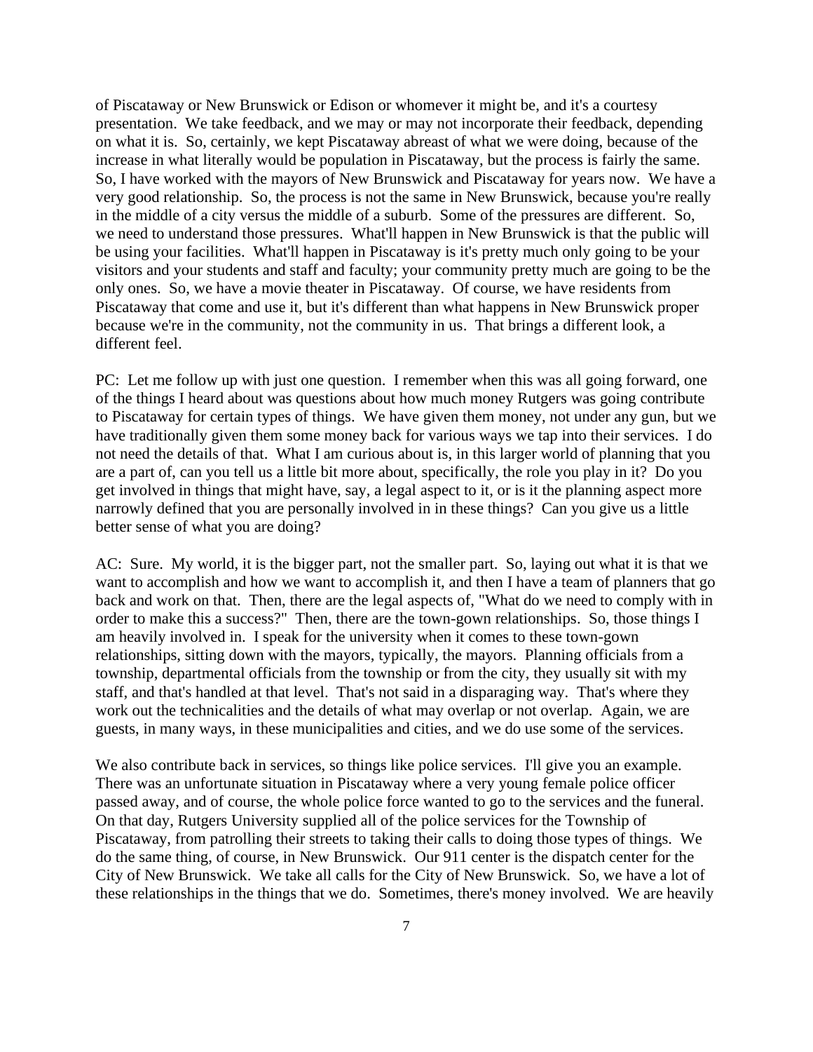of Piscataway or New Brunswick or Edison or whomever it might be, and it's a courtesy presentation. We take feedback, and we may or may not incorporate their feedback, depending on what it is. So, certainly, we kept Piscataway abreast of what we were doing, because of the increase in what literally would be population in Piscataway, but the process is fairly the same. So, I have worked with the mayors of New Brunswick and Piscataway for years now. We have a very good relationship. So, the process is not the same in New Brunswick, because you're really in the middle of a city versus the middle of a suburb. Some of the pressures are different. So, we need to understand those pressures. What'll happen in New Brunswick is that the public will be using your facilities. What'll happen in Piscataway is it's pretty much only going to be your visitors and your students and staff and faculty; your community pretty much are going to be the only ones. So, we have a movie theater in Piscataway. Of course, we have residents from Piscataway that come and use it, but it's different than what happens in New Brunswick proper because we're in the community, not the community in us. That brings a different look, a different feel.

PC: Let me follow up with just one question. I remember when this was all going forward, one of the things I heard about was questions about how much money Rutgers was going contribute to Piscataway for certain types of things. We have given them money, not under any gun, but we have traditionally given them some money back for various ways we tap into their services. I do not need the details of that. What I am curious about is, in this larger world of planning that you are a part of, can you tell us a little bit more about, specifically, the role you play in it? Do you get involved in things that might have, say, a legal aspect to it, or is it the planning aspect more narrowly defined that you are personally involved in in these things? Can you give us a little better sense of what you are doing?

AC: Sure. My world, it is the bigger part, not the smaller part. So, laying out what it is that we want to accomplish and how we want to accomplish it, and then I have a team of planners that go back and work on that. Then, there are the legal aspects of, "What do we need to comply with in order to make this a success?" Then, there are the town-gown relationships. So, those things I am heavily involved in. I speak for the university when it comes to these town-gown relationships, sitting down with the mayors, typically, the mayors. Planning officials from a township, departmental officials from the township or from the city, they usually sit with my staff, and that's handled at that level. That's not said in a disparaging way. That's where they work out the technicalities and the details of what may overlap or not overlap. Again, we are guests, in many ways, in these municipalities and cities, and we do use some of the services.

We also contribute back in services, so things like police services. I'll give you an example. There was an unfortunate situation in Piscataway where a very young female police officer passed away, and of course, the whole police force wanted to go to the services and the funeral. On that day, Rutgers University supplied all of the police services for the Township of Piscataway, from patrolling their streets to taking their calls to doing those types of things. We do the same thing, of course, in New Brunswick. Our 911 center is the dispatch center for the City of New Brunswick. We take all calls for the City of New Brunswick. So, we have a lot of these relationships in the things that we do. Sometimes, there's money involved. We are heavily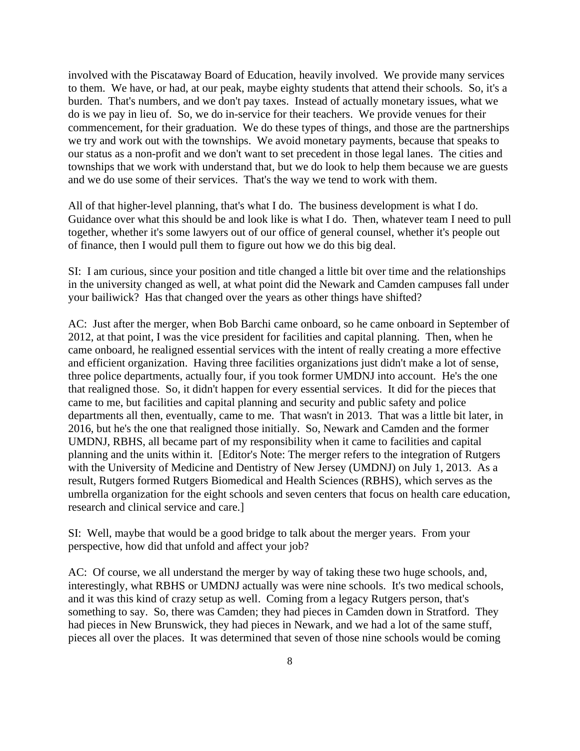involved with the Piscataway Board of Education, heavily involved. We provide many services to them. We have, or had, at our peak, maybe eighty students that attend their schools. So, it's a burden. That's numbers, and we don't pay taxes. Instead of actually monetary issues, what we do is we pay in lieu of. So, we do in-service for their teachers. We provide venues for their commencement, for their graduation. We do these types of things, and those are the partnerships we try and work out with the townships. We avoid monetary payments, because that speaks to our status as a non-profit and we don't want to set precedent in those legal lanes. The cities and townships that we work with understand that, but we do look to help them because we are guests and we do use some of their services. That's the way we tend to work with them.

All of that higher-level planning, that's what I do. The business development is what I do. Guidance over what this should be and look like is what I do. Then, whatever team I need to pull together, whether it's some lawyers out of our office of general counsel, whether it's people out of finance, then I would pull them to figure out how we do this big deal.

SI: I am curious, since your position and title changed a little bit over time and the relationships in the university changed as well, at what point did the Newark and Camden campuses fall under your bailiwick? Has that changed over the years as other things have shifted?

AC: Just after the merger, when Bob Barchi came onboard, so he came onboard in September of 2012, at that point, I was the vice president for facilities and capital planning. Then, when he came onboard, he realigned essential services with the intent of really creating a more effective and efficient organization. Having three facilities organizations just didn't make a lot of sense, three police departments, actually four, if you took former UMDNJ into account. He's the one that realigned those. So, it didn't happen for every essential services. It did for the pieces that came to me, but facilities and capital planning and security and public safety and police departments all then, eventually, came to me. That wasn't in 2013. That was a little bit later, in 2016, but he's the one that realigned those initially. So, Newark and Camden and the former UMDNJ, RBHS, all became part of my responsibility when it came to facilities and capital planning and the units within it. [Editor's Note: The merger refers to the integration of Rutgers with the University of Medicine and Dentistry of New Jersey (UMDNJ) on July 1, 2013. As a result, Rutgers formed Rutgers Biomedical and Health Sciences (RBHS), which serves as the umbrella organization for the eight schools and seven centers that focus on health care education, research and clinical service and care.]

SI: Well, maybe that would be a good bridge to talk about the merger years. From your perspective, how did that unfold and affect your job?

AC: Of course, we all understand the merger by way of taking these two huge schools, and, interestingly, what RBHS or UMDNJ actually was were nine schools. It's two medical schools, and it was this kind of crazy setup as well. Coming from a legacy Rutgers person, that's something to say. So, there was Camden; they had pieces in Camden down in Stratford. They had pieces in New Brunswick, they had pieces in Newark, and we had a lot of the same stuff, pieces all over the places. It was determined that seven of those nine schools would be coming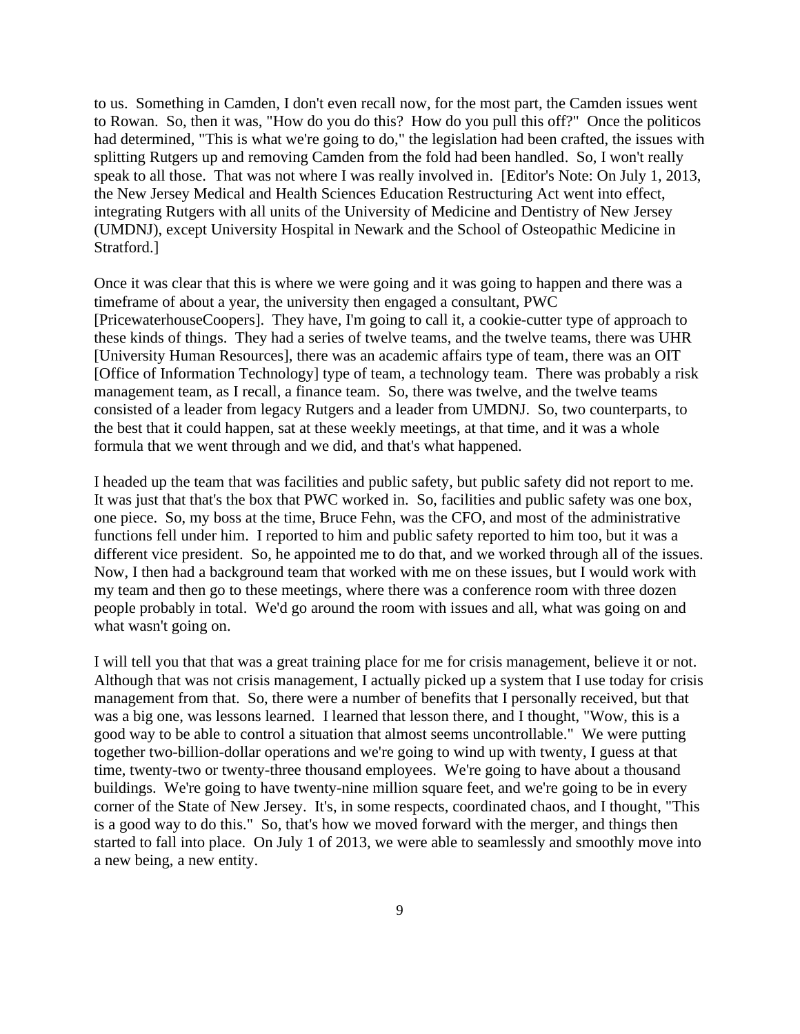to us. Something in Camden, I don't even recall now, for the most part, the Camden issues went to Rowan. So, then it was, "How do you do this? How do you pull this off?" Once the politicos had determined, "This is what we're going to do," the legislation had been crafted, the issues with splitting Rutgers up and removing Camden from the fold had been handled. So, I won't really speak to all those. That was not where I was really involved in. [Editor's Note: On July 1, 2013, the New Jersey Medical and Health Sciences Education Restructuring Act went into effect, integrating Rutgers with all units of the University of Medicine and Dentistry of New Jersey (UMDNJ), except University Hospital in Newark and the School of Osteopathic Medicine in Stratford.]

Once it was clear that this is where we were going and it was going to happen and there was a timeframe of about a year, the university then engaged a consultant, PWC [PricewaterhouseCoopers]. They have, I'm going to call it, a cookie-cutter type of approach to these kinds of things. They had a series of twelve teams, and the twelve teams, there was UHR [University Human Resources], there was an academic affairs type of team, there was an OIT [Office of Information Technology] type of team, a technology team. There was probably a risk management team, as I recall, a finance team. So, there was twelve, and the twelve teams consisted of a leader from legacy Rutgers and a leader from UMDNJ. So, two counterparts, to the best that it could happen, sat at these weekly meetings, at that time, and it was a whole formula that we went through and we did, and that's what happened.

I headed up the team that was facilities and public safety, but public safety did not report to me. It was just that that's the box that PWC worked in. So, facilities and public safety was one box, one piece. So, my boss at the time, Bruce Fehn, was the CFO, and most of the administrative functions fell under him. I reported to him and public safety reported to him too, but it was a different vice president. So, he appointed me to do that, and we worked through all of the issues. Now, I then had a background team that worked with me on these issues, but I would work with my team and then go to these meetings, where there was a conference room with three dozen people probably in total. We'd go around the room with issues and all, what was going on and what wasn't going on.

I will tell you that that was a great training place for me for crisis management, believe it or not. Although that was not crisis management, I actually picked up a system that I use today for crisis management from that. So, there were a number of benefits that I personally received, but that was a big one, was lessons learned. I learned that lesson there, and I thought, "Wow, this is a good way to be able to control a situation that almost seems uncontrollable." We were putting together two-billion-dollar operations and we're going to wind up with twenty, I guess at that time, twenty-two or twenty-three thousand employees. We're going to have about a thousand buildings. We're going to have twenty-nine million square feet, and we're going to be in every corner of the State of New Jersey. It's, in some respects, coordinated chaos, and I thought, "This is a good way to do this." So, that's how we moved forward with the merger, and things then started to fall into place. On July 1 of 2013, we were able to seamlessly and smoothly move into a new being, a new entity.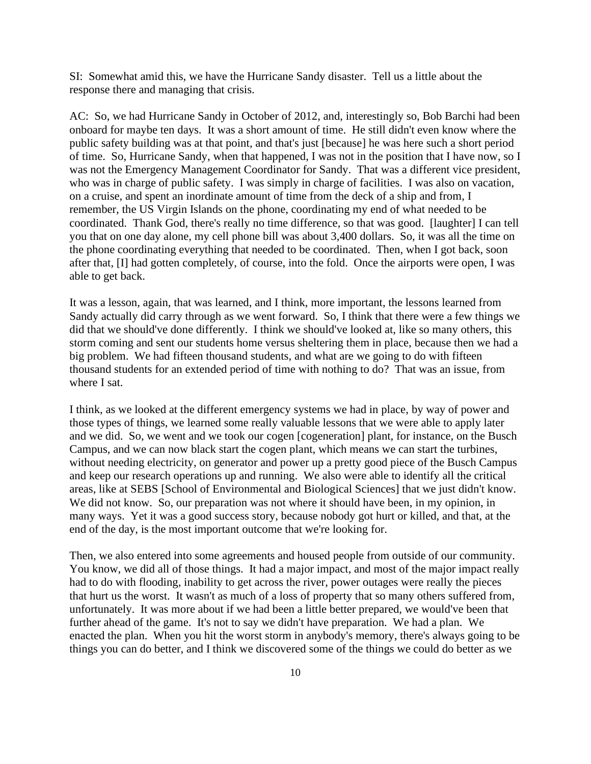SI: Somewhat amid this, we have the Hurricane Sandy disaster. Tell us a little about the response there and managing that crisis.

AC: So, we had Hurricane Sandy in October of 2012, and, interestingly so, Bob Barchi had been onboard for maybe ten days. It was a short amount of time. He still didn't even know where the public safety building was at that point, and that's just [because] he was here such a short period of time. So, Hurricane Sandy, when that happened, I was not in the position that I have now, so I was not the Emergency Management Coordinator for Sandy. That was a different vice president, who was in charge of public safety. I was simply in charge of facilities. I was also on vacation, on a cruise, and spent an inordinate amount of time from the deck of a ship and from, I remember, the US Virgin Islands on the phone, coordinating my end of what needed to be coordinated. Thank God, there's really no time difference, so that was good. [laughter] I can tell you that on one day alone, my cell phone bill was about 3,400 dollars. So, it was all the time on the phone coordinating everything that needed to be coordinated. Then, when I got back, soon after that, [I] had gotten completely, of course, into the fold. Once the airports were open, I was able to get back.

It was a lesson, again, that was learned, and I think, more important, the lessons learned from Sandy actually did carry through as we went forward. So, I think that there were a few things we did that we should've done differently. I think we should've looked at, like so many others, this storm coming and sent our students home versus sheltering them in place, because then we had a big problem. We had fifteen thousand students, and what are we going to do with fifteen thousand students for an extended period of time with nothing to do? That was an issue, from where I sat.

I think, as we looked at the different emergency systems we had in place, by way of power and those types of things, we learned some really valuable lessons that we were able to apply later and we did. So, we went and we took our cogen [cogeneration] plant, for instance, on the Busch Campus, and we can now black start the cogen plant, which means we can start the turbines, without needing electricity, on generator and power up a pretty good piece of the Busch Campus and keep our research operations up and running. We also were able to identify all the critical areas, like at SEBS [School of Environmental and Biological Sciences] that we just didn't know. We did not know. So, our preparation was not where it should have been, in my opinion, in many ways. Yet it was a good success story, because nobody got hurt or killed, and that, at the end of the day, is the most important outcome that we're looking for.

Then, we also entered into some agreements and housed people from outside of our community. You know, we did all of those things. It had a major impact, and most of the major impact really had to do with flooding, inability to get across the river, power outages were really the pieces that hurt us the worst. It wasn't as much of a loss of property that so many others suffered from, unfortunately. It was more about if we had been a little better prepared, we would've been that further ahead of the game. It's not to say we didn't have preparation. We had a plan. We enacted the plan. When you hit the worst storm in anybody's memory, there's always going to be things you can do better, and I think we discovered some of the things we could do better as we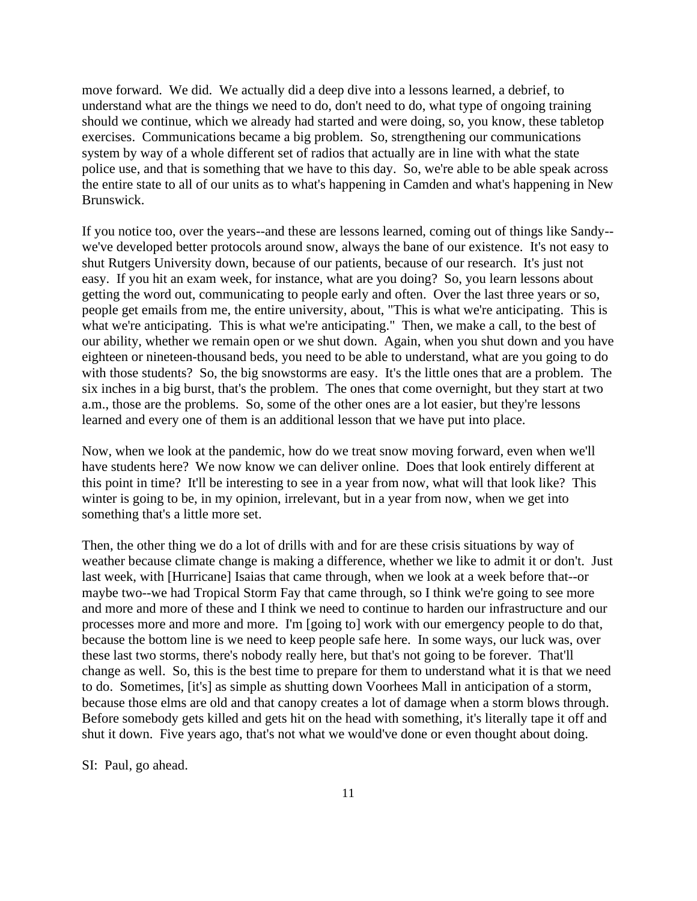move forward. We did. We actually did a deep dive into a lessons learned, a debrief, to understand what are the things we need to do, don't need to do, what type of ongoing training should we continue, which we already had started and were doing, so, you know, these tabletop exercises. Communications became a big problem. So, strengthening our communications system by way of a whole different set of radios that actually are in line with what the state police use, and that is something that we have to this day. So, we're able to be able speak across the entire state to all of our units as to what's happening in Camden and what's happening in New Brunswick.

If you notice too, over the years--and these are lessons learned, coming out of things like Sandy--we've developed better protocols around snow, always the bane of our existence. It's not easy to shut Rutgers University down, because of our patients, because of our research. It's just not easy. If you hit an exam week, for instance, what are you doing? So, you learn lessons about getting the word out, communicating to people early and often. Over the last three years or so, people get emails from me, the entire university, about, "This is what we're anticipating. This is what we're anticipating. This is what we're anticipating." Then, we make a call, to the best of our ability, whether we remain open or we shut down. Again, when you shut down and you have eighteen or nineteen-thousand beds, you need to be able to understand, what are you going to do with those students? So, the big snowstorms are easy. It's the little ones that are a problem. The six inches in a big burst, that's the problem. The ones that come overnight, but they start at two a.m., those are the problems. So, some of the other ones are a lot easier, but they're lessons learned and every one of them is an additional lesson that we have put into place.

Now, when we look at the pandemic, how do we treat snow moving forward, even when we'll have students here? We now know we can deliver online. Does that look entirely different at this point in time? It'll be interesting to see in a year from now, what will that look like? This winter is going to be, in my opinion, irrelevant, but in a year from now, when we get into something that's a little more set.

Then, the other thing we do a lot of drills with and for are these crisis situations by way of weather because climate change is making a difference, whether we like to admit it or don't. Just last week, with [Hurricane] Isaias that came through, when we look at a week before that--or maybe two--we had Tropical Storm Fay that came through, so I think we're going to see more and more and more of these and I think we need to continue to harden our infrastructure and our processes more and more and more. I'm [going to] work with our emergency people to do that, because the bottom line is we need to keep people safe here. In some ways, our luck was, over these last two storms, there's nobody really here, but that's not going to be forever. That'll change as well. So, this is the best time to prepare for them to understand what it is that we need to do. Sometimes, [it's] as simple as shutting down Voorhees Mall in anticipation of a storm, because those elms are old and that canopy creates a lot of damage when a storm blows through. Before somebody gets killed and gets hit on the head with something, it's literally tape it off and shut it down. Five years ago, that's not what we would've done or even thought about doing.

SI: Paul, go ahead.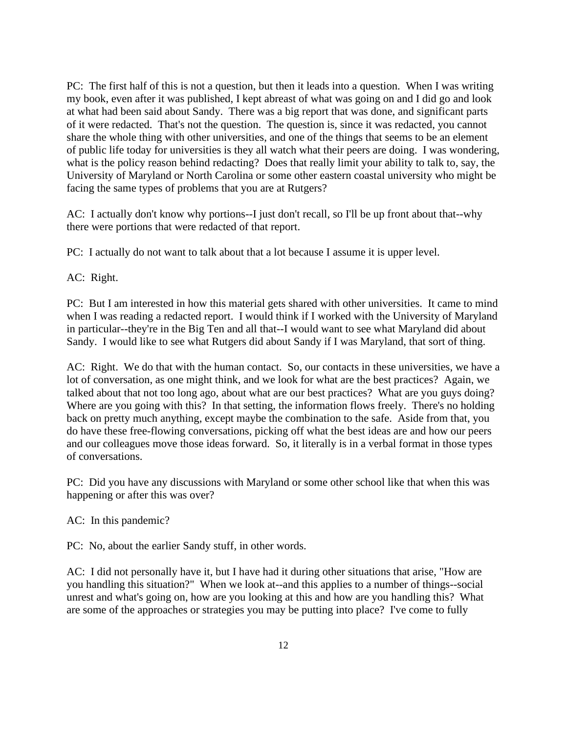PC: The first half of this is not a question, but then it leads into a question. When I was writing my book, even after it was published, I kept abreast of what was going on and I did go and look at what had been said about Sandy. There was a big report that was done, and significant parts of it were redacted. That's not the question. The question is, since it was redacted, you cannot share the whole thing with other universities, and one of the things that seems to be an element of public life today for universities is they all watch what their peers are doing. I was wondering, what is the policy reason behind redacting? Does that really limit your ability to talk to, say, the University of Maryland or North Carolina or some other eastern coastal university who might be facing the same types of problems that you are at Rutgers?

AC: I actually don't know why portions--I just don't recall, so I'll be up front about that--why there were portions that were redacted of that report.

PC: I actually do not want to talk about that a lot because I assume it is upper level.

AC: Right.

PC: But I am interested in how this material gets shared with other universities. It came to mind when I was reading a redacted report. I would think if I worked with the University of Maryland in particular--they're in the Big Ten and all that--I would want to see what Maryland did about Sandy. I would like to see what Rutgers did about Sandy if I was Maryland, that sort of thing.

AC: Right. We do that with the human contact. So, our contacts in these universities, we have a lot of conversation, as one might think, and we look for what are the best practices? Again, we talked about that not too long ago, about what are our best practices? What are you guys doing? Where are you going with this? In that setting, the information flows freely. There's no holding back on pretty much anything, except maybe the combination to the safe. Aside from that, you do have these free-flowing conversations, picking off what the best ideas are and how our peers and our colleagues move those ideas forward. So, it literally is in a verbal format in those types of conversations.

PC: Did you have any discussions with Maryland or some other school like that when this was happening or after this was over?

AC: In this pandemic?

PC: No, about the earlier Sandy stuff, in other words.

AC: I did not personally have it, but I have had it during other situations that arise, "How are you handling this situation?" When we look at--and this applies to a number of things--social unrest and what's going on, how are you looking at this and how are you handling this? What are some of the approaches or strategies you may be putting into place? I've come to fully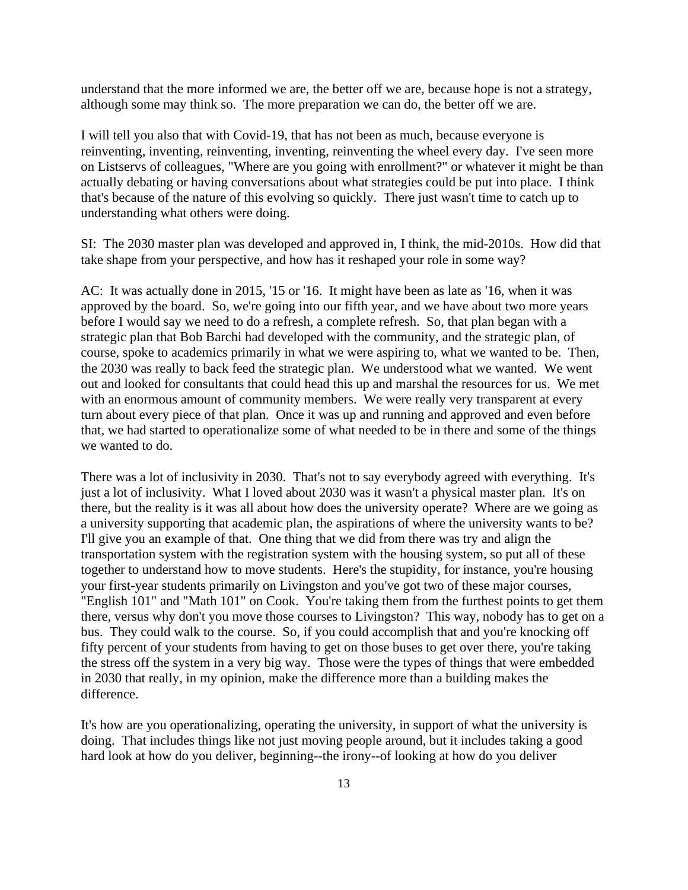understand that the more informed we are, the better off we are, because hope is not a strategy, although some may think so. The more preparation we can do, the better off we are.

I will tell you also that with Covid-19, that has not been as much, because everyone is reinventing, inventing, reinventing, inventing, reinventing the wheel every day. I've seen more on Listservs of colleagues, "Where are you going with enrollment?" or whatever it might be than actually debating or having conversations about what strategies could be put into place. I think that's because of the nature of this evolving so quickly. There just wasn't time to catch up to understanding what others were doing.

SI: The 2030 master plan was developed and approved in, I think, the mid-2010s. How did that take shape from your perspective, and how has it reshaped your role in some way?

AC: It was actually done in 2015, '15 or '16. It might have been as late as '16, when it was approved by the board. So, we're going into our fifth year, and we have about two more years before I would say we need to do a refresh, a complete refresh. So, that plan began with a strategic plan that Bob Barchi had developed with the community, and the strategic plan, of course, spoke to academics primarily in what we were aspiring to, what we wanted to be. Then, the 2030 was really to back feed the strategic plan. We understood what we wanted. We went out and looked for consultants that could head this up and marshal the resources for us. We met with an enormous amount of community members. We were really very transparent at every turn about every piece of that plan. Once it was up and running and approved and even before that, we had started to operationalize some of what needed to be in there and some of the things we wanted to do.

There was a lot of inclusivity in 2030. That's not to say everybody agreed with everything. It's just a lot of inclusivity. What I loved about 2030 was it wasn't a physical master plan. It's on there, but the reality is it was all about how does the university operate? Where are we going as a university supporting that academic plan, the aspirations of where the university wants to be? I'll give you an example of that. One thing that we did from there was try and align the transportation system with the registration system with the housing system, so put all of these together to understand how to move students. Here's the stupidity, for instance, you're housing your first-year students primarily on Livingston and you've got two of these major courses, "English 101" and "Math 101" on Cook. You're taking them from the furthest points to get them there, versus why don't you move those courses to Livingston? This way, nobody has to get on a bus. They could walk to the course. So, if you could accomplish that and you're knocking off fifty percent of your students from having to get on those buses to get over there, you're taking the stress off the system in a very big way. Those were the types of things that were embedded in 2030 that really, in my opinion, make the difference more than a building makes the difference.

It's how are you operationalizing, operating the university, in support of what the university is doing. That includes things like not just moving people around, but it includes taking a good hard look at how do you deliver, beginning--the irony--of looking at how do you deliver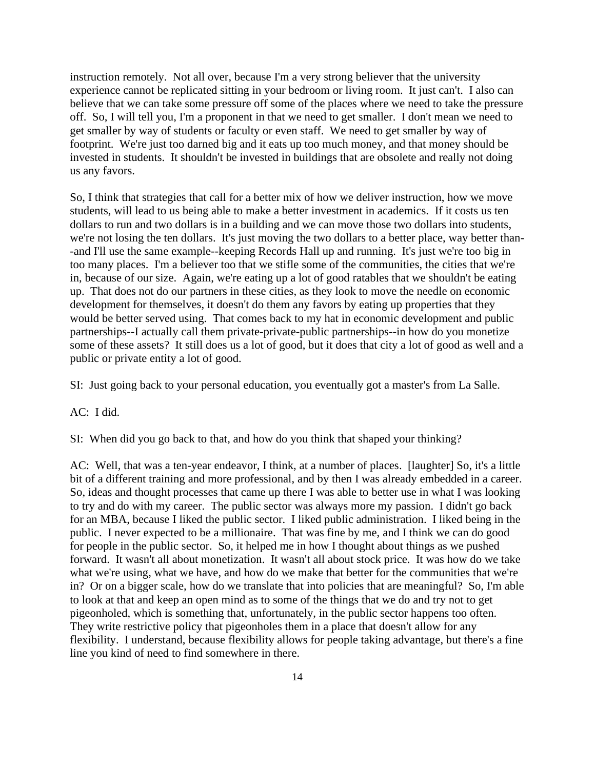instruction remotely. Not all over, because I'm a very strong believer that the university experience cannot be replicated sitting in your bedroom or living room. It just can't. I also can believe that we can take some pressure off some of the places where we need to take the pressure off. So, I will tell you, I'm a proponent in that we need to get smaller. I don't mean we need to get smaller by way of students or faculty or even staff. We need to get smaller by way of footprint. We're just too darned big and it eats up too much money, and that money should be invested in students. It shouldn't be invested in buildings that are obsolete and really not doing us any favors.

So, I think that strategies that call for a better mix of how we deliver instruction, how we move students, will lead to us being able to make a better investment in academics. If it costs us ten dollars to run and two dollars is in a building and we can move those two dollars into students, we're not losing the ten dollars. It's just moving the two dollars to a better place, way better than--and I'll use the same example--keeping Records Hall up and running. It's just we're too big in too many places. I'm a believer too that we stifle some of the communities, the cities that we're in, because of our size. Again, we're eating up a lot of good ratables that we shouldn't be eating up. That does not do our partners in these cities, as they look to move the needle on economic development for themselves, it doesn't do them any favors by eating up properties that they would be better served using. That comes back to my hat in economic development and public partnerships--I actually call them private-private-public partnerships--in how do you monetize some of these assets? It still does us a lot of good, but it does that city a lot of good as well and a public or private entity a lot of good.

SI: Just going back to your personal education, you eventually got a master's from La Salle.

AC: I did.

SI: When did you go back to that, and how do you think that shaped your thinking?

AC: Well, that was a ten-year endeavor, I think, at a number of places. [laughter] So, it's a little bit of a different training and more professional, and by then I was already embedded in a career. So, ideas and thought processes that came up there I was able to better use in what I was looking to try and do with my career. The public sector was always more my passion. I didn't go back for an MBA, because I liked the public sector. I liked public administration. I liked being in the public. I never expected to be a millionaire. That was fine by me, and I think we can do good for people in the public sector. So, it helped me in how I thought about things as we pushed forward. It wasn't all about monetization. It wasn't all about stock price. It was how do we take what we're using, what we have, and how do we make that better for the communities that we're in? Or on a bigger scale, how do we translate that into policies that are meaningful? So, I'm able to look at that and keep an open mind as to some of the things that we do and try not to get pigeonholed, which is something that, unfortunately, in the public sector happens too often. They write restrictive policy that pigeonholes them in a place that doesn't allow for any flexibility. I understand, because flexibility allows for people taking advantage, but there's a fine line you kind of need to find somewhere in there.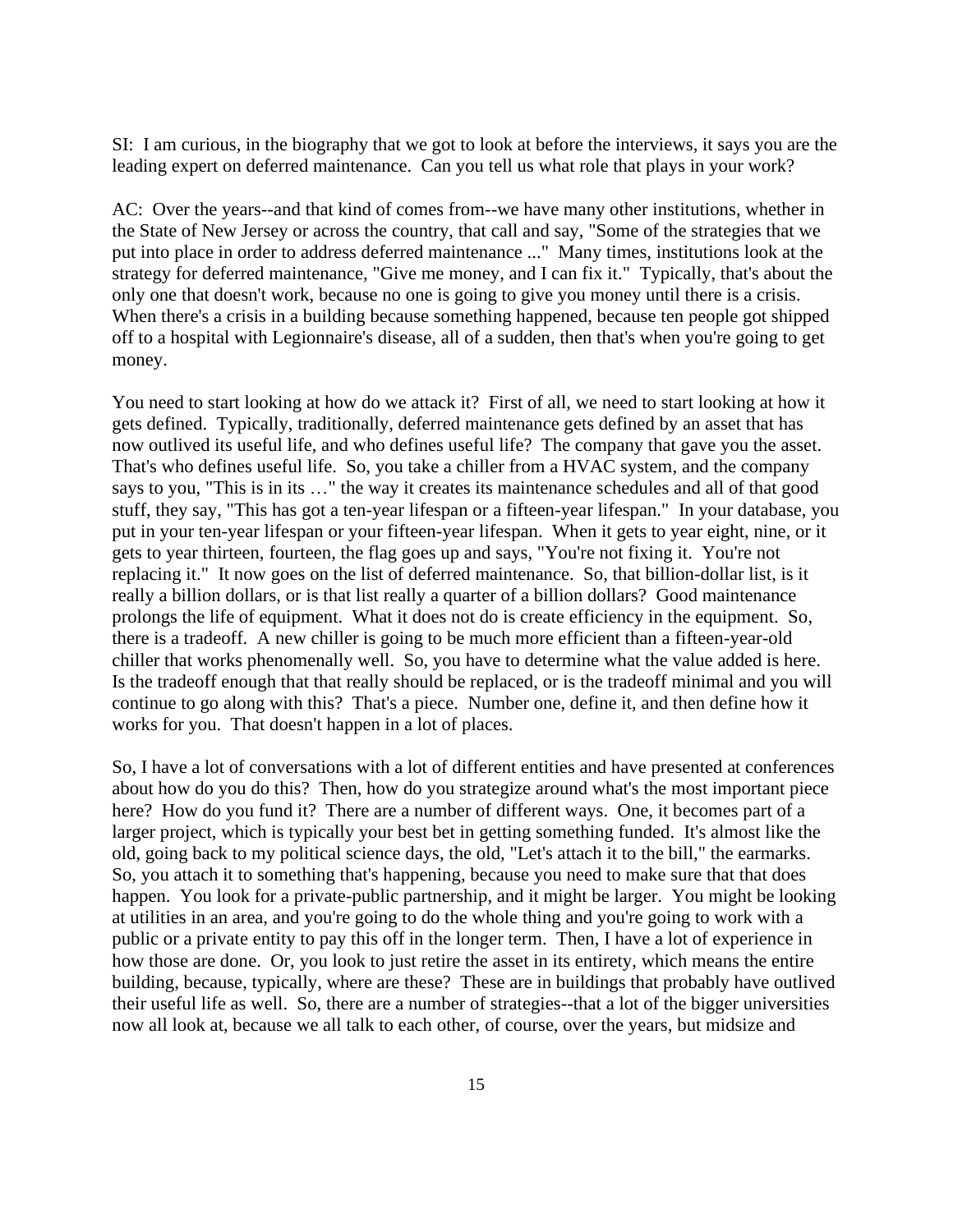SI: I am curious, in the biography that we got to look at before the interviews, it says you are the leading expert on deferred maintenance. Can you tell us what role that plays in your work?

AC: Over the years--and that kind of comes from--we have many other institutions, whether in the State of New Jersey or across the country, that call and say, "Some of the strategies that we put into place in order to address deferred maintenance ..." Many times, institutions look at the strategy for deferred maintenance, "Give me money, and I can fix it." Typically, that's about the only one that doesn't work, because no one is going to give you money until there is a crisis. When there's a crisis in a building because something happened, because ten people got shipped off to a hospital with Legionnaire's disease, all of a sudden, then that's when you're going to get money.

You need to start looking at how do we attack it? First of all, we need to start looking at how it gets defined. Typically, traditionally, deferred maintenance gets defined by an asset that has now outlived its useful life, and who defines useful life? The company that gave you the asset. That's who defines useful life. So, you take a chiller from a HVAC system, and the company says to you, "This is in its …" the way it creates its maintenance schedules and all of that good stuff, they say, "This has got a ten-year lifespan or a fifteen-year lifespan." In your database, you put in your ten-year lifespan or your fifteen-year lifespan. When it gets to year eight, nine, or it gets to year thirteen, fourteen, the flag goes up and says, "You're not fixing it. You're not replacing it." It now goes on the list of deferred maintenance. So, that billion-dollar list, is it really a billion dollars, or is that list really a quarter of a billion dollars? Good maintenance prolongs the life of equipment. What it does not do is create efficiency in the equipment. So, there is a tradeoff. A new chiller is going to be much more efficient than a fifteen-year-old chiller that works phenomenally well. So, you have to determine what the value added is here. Is the tradeoff enough that that really should be replaced, or is the tradeoff minimal and you will continue to go along with this? That's a piece. Number one, define it, and then define how it works for you. That doesn't happen in a lot of places.

So, I have a lot of conversations with a lot of different entities and have presented at conferences about how do you do this? Then, how do you strategize around what's the most important piece here? How do you fund it? There are a number of different ways. One, it becomes part of a larger project, which is typically your best bet in getting something funded. It's almost like the old, going back to my political science days, the old, "Let's attach it to the bill," the earmarks. So, you attach it to something that's happening, because you need to make sure that that does happen. You look for a private-public partnership, and it might be larger. You might be looking at utilities in an area, and you're going to do the whole thing and you're going to work with a public or a private entity to pay this off in the longer term. Then, I have a lot of experience in how those are done. Or, you look to just retire the asset in its entirety, which means the entire building, because, typically, where are these? These are in buildings that probably have outlived their useful life as well. So, there are a number of strategies--that a lot of the bigger universities now all look at, because we all talk to each other, of course, over the years, but midsize and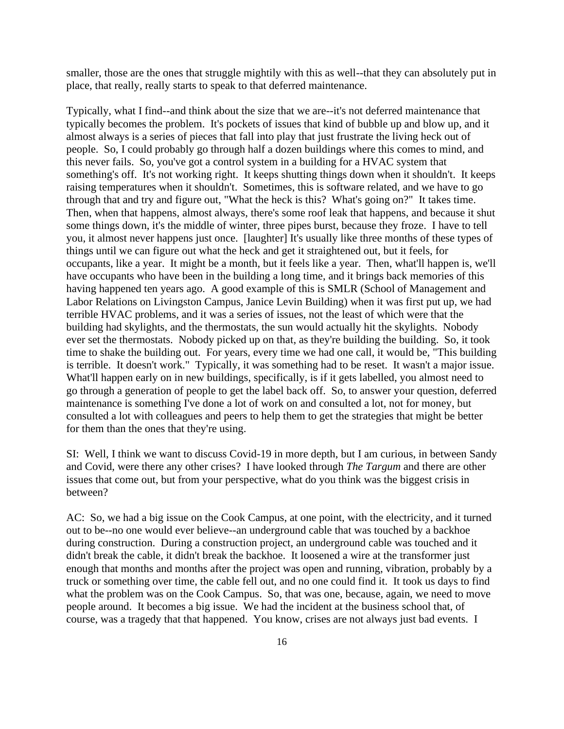smaller, those are the ones that struggle mightily with this as well--that they can absolutely put in place, that really, really starts to speak to that deferred maintenance.

Typically, what I find--and think about the size that we are--it's not deferred maintenance that typically becomes the problem. It's pockets of issues that kind of bubble up and blow up, and it almost always is a series of pieces that fall into play that just frustrate the living heck out of people. So, I could probably go through half a dozen buildings where this comes to mind, and this never fails. So, you've got a control system in a building for a HVAC system that something's off. It's not working right. It keeps shutting things down when it shouldn't. It keeps raising temperatures when it shouldn't. Sometimes, this is software related, and we have to go through that and try and figure out, "What the heck is this? What's going on?" It takes time. Then, when that happens, almost always, there's some roof leak that happens, and because it shut some things down, it's the middle of winter, three pipes burst, because they froze. I have to tell you, it almost never happens just once. [laughter] It's usually like three months of these types of things until we can figure out what the heck and get it straightened out, but it feels, for occupants, like a year. It might be a month, but it feels like a year. Then, what'll happen is, we'll have occupants who have been in the building a long time, and it brings back memories of this having happened ten years ago. A good example of this is SMLR (School of Management and Labor Relations on Livingston Campus, Janice Levin Building) when it was first put up, we had terrible HVAC problems, and it was a series of issues, not the least of which were that the building had skylights, and the thermostats, the sun would actually hit the skylights. Nobody ever set the thermostats. Nobody picked up on that, as they're building the building. So, it took time to shake the building out. For years, every time we had one call, it would be, "This building is terrible. It doesn't work." Typically, it was something had to be reset. It wasn't a major issue. What'll happen early on in new buildings, specifically, is if it gets labelled, you almost need to go through a generation of people to get the label back off. So, to answer your question, deferred maintenance is something I've done a lot of work on and consulted a lot, not for money, but consulted a lot with colleagues and peers to help them to get the strategies that might be better for them than the ones that they're using.

SI: Well, I think we want to discuss Covid-19 in more depth, but I am curious, in between Sandy and Covid, were there any other crises? I have looked through *The Targum* and there are other issues that come out, but from your perspective, what do you think was the biggest crisis in between?

AC: So, we had a big issue on the Cook Campus, at one point, with the electricity, and it turned out to be--no one would ever believe--an underground cable that was touched by a backhoe during construction. During a construction project, an underground cable was touched and it didn't break the cable, it didn't break the backhoe. It loosened a wire at the transformer just enough that months and months after the project was open and running, vibration, probably by a truck or something over time, the cable fell out, and no one could find it. It took us days to find what the problem was on the Cook Campus. So, that was one, because, again, we need to move people around. It becomes a big issue. We had the incident at the business school that, of course, was a tragedy that that happened. You know, crises are not always just bad events. I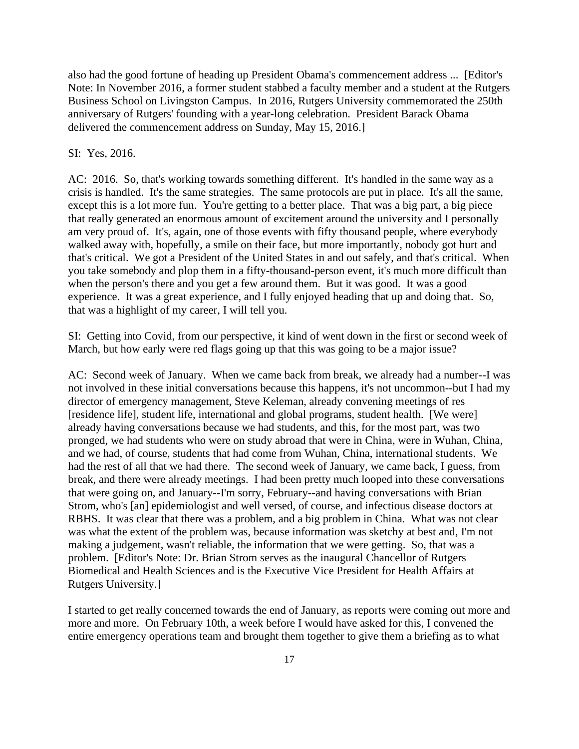also had the good fortune of heading up President Obama's commencement address ... [Editor's Note: In November 2016, a former student stabbed a faculty member and a student at the Rutgers Business School on Livingston Campus. In 2016, Rutgers University commemorated the 250th anniversary of Rutgers' founding with a year-long celebration. President Barack Obama delivered the commencement address on Sunday, May 15, 2016.]

SI: Yes, 2016.

AC: 2016. So, that's working towards something different. It's handled in the same way as a crisis is handled. It's the same strategies. The same protocols are put in place. It's all the same, except this is a lot more fun. You're getting to a better place. That was a big part, a big piece that really generated an enormous amount of excitement around the university and I personally am very proud of. It's, again, one of those events with fifty thousand people, where everybody walked away with, hopefully, a smile on their face, but more importantly, nobody got hurt and that's critical. We got a President of the United States in and out safely, and that's critical. When you take somebody and plop them in a fifty-thousand-person event, it's much more difficult than when the person's there and you get a few around them. But it was good. It was a good experience. It was a great experience, and I fully enjoyed heading that up and doing that. So, that was a highlight of my career, I will tell you.

SI: Getting into Covid, from our perspective, it kind of went down in the first or second week of March, but how early were red flags going up that this was going to be a major issue?

AC: Second week of January. When we came back from break, we already had a number--I was not involved in these initial conversations because this happens, it's not uncommon--but I had my director of emergency management, Steve Keleman, already convening meetings of res [residence life], student life, international and global programs, student health. [We were] already having conversations because we had students, and this, for the most part, was two pronged, we had students who were on study abroad that were in China, were in Wuhan, China, and we had, of course, students that had come from Wuhan, China, international students. We had the rest of all that we had there. The second week of January, we came back, I guess, from break, and there were already meetings. I had been pretty much looped into these conversations that were going on, and January--I'm sorry, February--and having conversations with Brian Strom, who's [an] epidemiologist and well versed, of course, and infectious disease doctors at RBHS. It was clear that there was a problem, and a big problem in China. What was not clear was what the extent of the problem was, because information was sketchy at best and, I'm not making a judgement, wasn't reliable, the information that we were getting. So, that was a problem. [Editor's Note: Dr. Brian Strom serves as the inaugural Chancellor of Rutgers Biomedical and Health Sciences and is the Executive Vice President for Health Affairs at Rutgers University.]

I started to get really concerned towards the end of January, as reports were coming out more and more and more. On February 10th, a week before I would have asked for this, I convened the entire emergency operations team and brought them together to give them a briefing as to what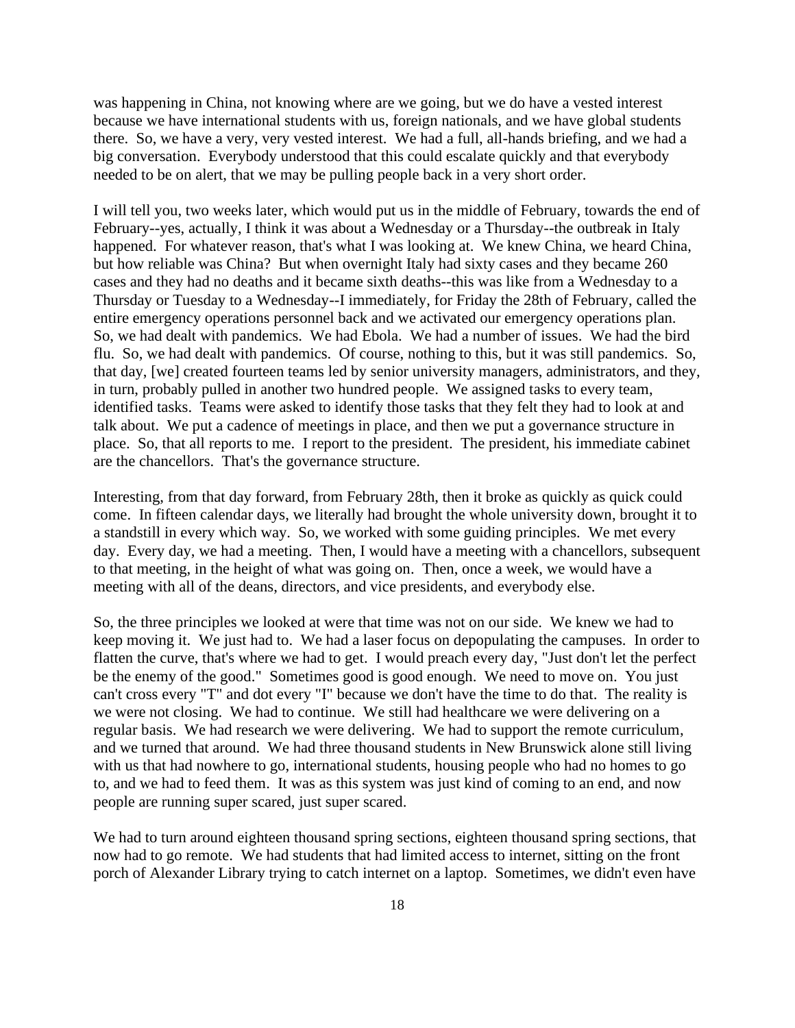was happening in China, not knowing where are we going, but we do have a vested interest because we have international students with us, foreign nationals, and we have global students there. So, we have a very, very vested interest. We had a full, all-hands briefing, and we had a big conversation. Everybody understood that this could escalate quickly and that everybody needed to be on alert, that we may be pulling people back in a very short order.

I will tell you, two weeks later, which would put us in the middle of February, towards the end of February--yes, actually, I think it was about a Wednesday or a Thursday--the outbreak in Italy happened. For whatever reason, that's what I was looking at. We knew China, we heard China, but how reliable was China? But when overnight Italy had sixty cases and they became 260 cases and they had no deaths and it became sixth deaths--this was like from a Wednesday to a Thursday or Tuesday to a Wednesday--I immediately, for Friday the 28th of February, called the entire emergency operations personnel back and we activated our emergency operations plan. So, we had dealt with pandemics. We had Ebola. We had a number of issues. We had the bird flu. So, we had dealt with pandemics. Of course, nothing to this, but it was still pandemics. So, that day, [we] created fourteen teams led by senior university managers, administrators, and they, in turn, probably pulled in another two hundred people. We assigned tasks to every team, identified tasks. Teams were asked to identify those tasks that they felt they had to look at and talk about. We put a cadence of meetings in place, and then we put a governance structure in place. So, that all reports to me. I report to the president. The president, his immediate cabinet are the chancellors. That's the governance structure.

Interesting, from that day forward, from February 28th, then it broke as quickly as quick could come. In fifteen calendar days, we literally had brought the whole university down, brought it to a standstill in every which way. So, we worked with some guiding principles. We met every day. Every day, we had a meeting. Then, I would have a meeting with a chancellors, subsequent to that meeting, in the height of what was going on. Then, once a week, we would have a meeting with all of the deans, directors, and vice presidents, and everybody else.

So, the three principles we looked at were that time was not on our side. We knew we had to keep moving it. We just had to. We had a laser focus on depopulating the campuses. In order to flatten the curve, that's where we had to get. I would preach every day, "Just don't let the perfect be the enemy of the good." Sometimes good is good enough. We need to move on. You just can't cross every "T" and dot every "I" because we don't have the time to do that. The reality is we were not closing. We had to continue. We still had healthcare we were delivering on a regular basis. We had research we were delivering. We had to support the remote curriculum, and we turned that around. We had three thousand students in New Brunswick alone still living with us that had nowhere to go, international students, housing people who had no homes to go to, and we had to feed them. It was as this system was just kind of coming to an end, and now people are running super scared, just super scared.

We had to turn around eighteen thousand spring sections, eighteen thousand spring sections, that now had to go remote. We had students that had limited access to internet, sitting on the front porch of Alexander Library trying to catch internet on a laptop. Sometimes, we didn't even have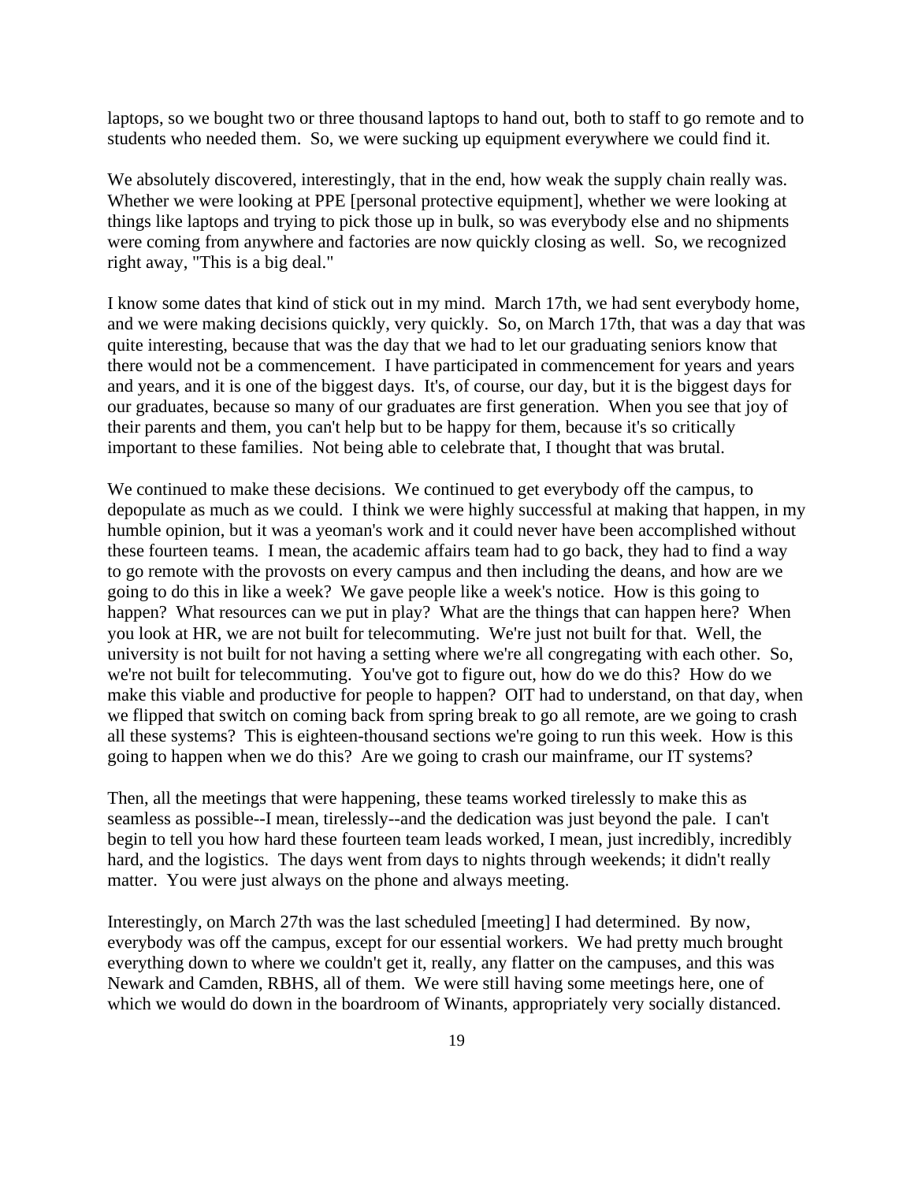laptops, so we bought two or three thousand laptops to hand out, both to staff to go remote and to students who needed them. So, we were sucking up equipment everywhere we could find it.

We absolutely discovered, interestingly, that in the end, how weak the supply chain really was. Whether we were looking at PPE [personal protective equipment], whether we were looking at things like laptops and trying to pick those up in bulk, so was everybody else and no shipments were coming from anywhere and factories are now quickly closing as well. So, we recognized right away, "This is a big deal."

I know some dates that kind of stick out in my mind. March 17th, we had sent everybody home, and we were making decisions quickly, very quickly. So, on March 17th, that was a day that was quite interesting, because that was the day that we had to let our graduating seniors know that there would not be a commencement. I have participated in commencement for years and years and years, and it is one of the biggest days. It's, of course, our day, but it is the biggest days for our graduates, because so many of our graduates are first generation. When you see that joy of their parents and them, you can't help but to be happy for them, because it's so critically important to these families. Not being able to celebrate that, I thought that was brutal.

We continued to make these decisions. We continued to get everybody off the campus, to depopulate as much as we could. I think we were highly successful at making that happen, in my humble opinion, but it was a yeoman's work and it could never have been accomplished without these fourteen teams. I mean, the academic affairs team had to go back, they had to find a way to go remote with the provosts on every campus and then including the deans, and how are we going to do this in like a week? We gave people like a week's notice. How is this going to happen? What resources can we put in play? What are the things that can happen here? When you look at HR, we are not built for telecommuting. We're just not built for that. Well, the university is not built for not having a setting where we're all congregating with each other. So, we're not built for telecommuting. You've got to figure out, how do we do this? How do we make this viable and productive for people to happen? OIT had to understand, on that day, when we flipped that switch on coming back from spring break to go all remote, are we going to crash all these systems? This is eighteen-thousand sections we're going to run this week. How is this going to happen when we do this? Are we going to crash our mainframe, our IT systems?

Then, all the meetings that were happening, these teams worked tirelessly to make this as seamless as possible--I mean, tirelessly--and the dedication was just beyond the pale. I can't begin to tell you how hard these fourteen team leads worked, I mean, just incredibly, incredibly hard, and the logistics. The days went from days to nights through weekends; it didn't really matter. You were just always on the phone and always meeting.

Interestingly, on March 27th was the last scheduled [meeting] I had determined. By now, everybody was off the campus, except for our essential workers. We had pretty much brought everything down to where we couldn't get it, really, any flatter on the campuses, and this was Newark and Camden, RBHS, all of them. We were still having some meetings here, one of which we would do down in the boardroom of Winants, appropriately very socially distanced.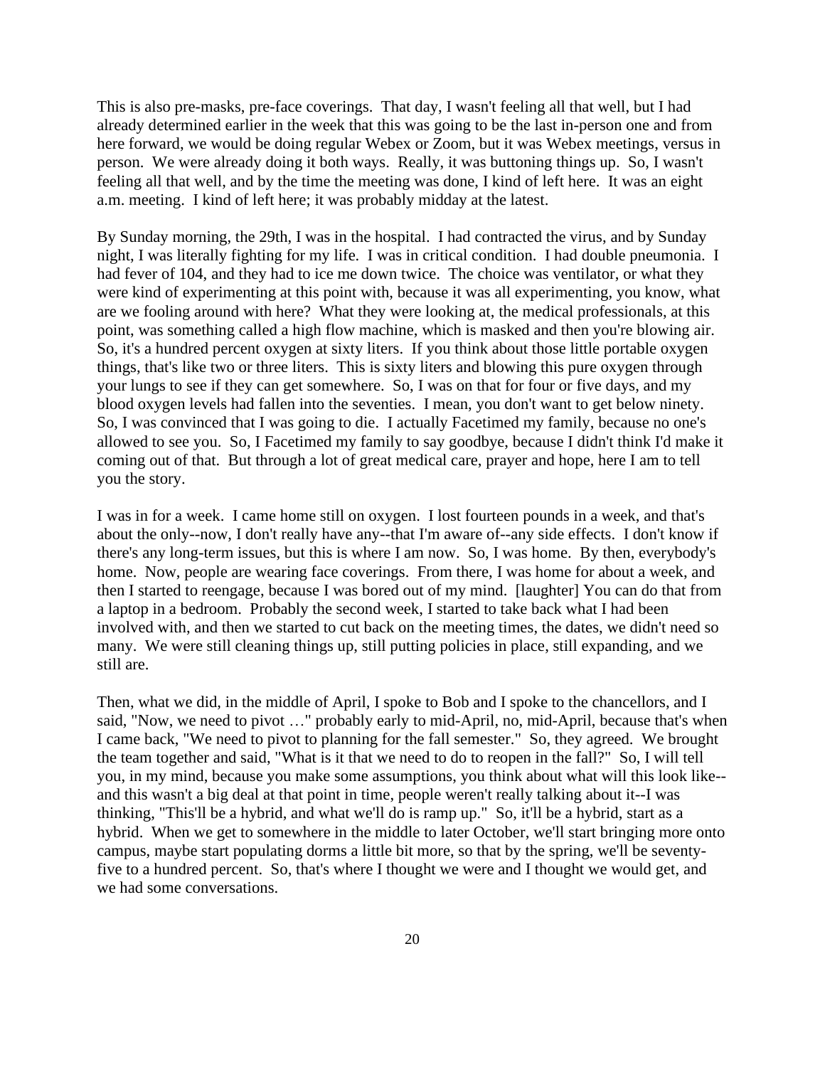This is also pre-masks, pre-face coverings. That day, I wasn't feeling all that well, but I had already determined earlier in the week that this was going to be the last in-person one and from here forward, we would be doing regular Webex or Zoom, but it was Webex meetings, versus in person. We were already doing it both ways. Really, it was buttoning things up. So, I wasn't feeling all that well, and by the time the meeting was done, I kind of left here. It was an eight a.m. meeting. I kind of left here; it was probably midday at the latest.

By Sunday morning, the 29th, I was in the hospital. I had contracted the virus, and by Sunday night, I was literally fighting for my life. I was in critical condition. I had double pneumonia. I had fever of 104, and they had to ice me down twice. The choice was ventilator, or what they were kind of experimenting at this point with, because it was all experimenting, you know, what are we fooling around with here? What they were looking at, the medical professionals, at this point, was something called a high flow machine, which is masked and then you're blowing air. So, it's a hundred percent oxygen at sixty liters. If you think about those little portable oxygen things, that's like two or three liters. This is sixty liters and blowing this pure oxygen through your lungs to see if they can get somewhere. So, I was on that for four or five days, and my blood oxygen levels had fallen into the seventies. I mean, you don't want to get below ninety. So, I was convinced that I was going to die. I actually Facetimed my family, because no one's allowed to see you. So, I Facetimed my family to say goodbye, because I didn't think I'd make it coming out of that. But through a lot of great medical care, prayer and hope, here I am to tell you the story.

I was in for a week. I came home still on oxygen. I lost fourteen pounds in a week, and that's about the only--now, I don't really have any--that I'm aware of--any side effects. I don't know if there's any long-term issues, but this is where I am now. So, I was home. By then, everybody's home. Now, people are wearing face coverings. From there, I was home for about a week, and then I started to reengage, because I was bored out of my mind. [laughter] You can do that from a laptop in a bedroom. Probably the second week, I started to take back what I had been involved with, and then we started to cut back on the meeting times, the dates, we didn't need so many. We were still cleaning things up, still putting policies in place, still expanding, and we still are.

Then, what we did, in the middle of April, I spoke to Bob and I spoke to the chancellors, and I said, "Now, we need to pivot …" probably early to mid-April, no, mid-April, because that's when I came back, "We need to pivot to planning for the fall semester." So, they agreed. We brought the team together and said, "What is it that we need to do to reopen in the fall?" So, I will tell you, in my mind, because you make some assumptions, you think about what will this look like--and this wasn't a big deal at that point in time, people weren't really talking about it--I was thinking, "This'll be a hybrid, and what we'll do is ramp up." So, it'll be a hybrid, start as a hybrid. When we get to somewhere in the middle to later October, we'll start bringing more onto campus, maybe start populating dorms a little bit more, so that by the spring, we'll be seventy-five to a hundred percent. So, that's where I thought we were and I thought we would get, and we had some conversations.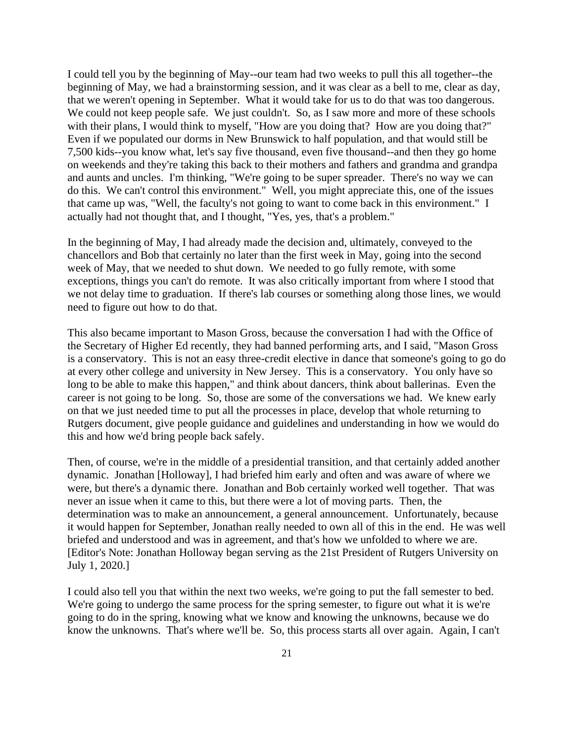I could tell you by the beginning of May--our team had two weeks to pull this all together--the beginning of May, we had a brainstorming session, and it was clear as a bell to me, clear as day, that we weren't opening in September. What it would take for us to do that was too dangerous. We could not keep people safe. We just couldn't. So, as I saw more and more of these schools with their plans, I would think to myself, "How are you doing that? How are you doing that?" Even if we populated our dorms in New Brunswick to half population, and that would still be 7,500 kids--you know what, let's say five thousand, even five thousand--and then they go home on weekends and they're taking this back to their mothers and fathers and grandma and grandpa and aunts and uncles. I'm thinking, "We're going to be super spreader. There's no way we can do this. We can't control this environment." Well, you might appreciate this, one of the issues that came up was, "Well, the faculty's not going to want to come back in this environment." I actually had not thought that, and I thought, "Yes, yes, that's a problem."

In the beginning of May, I had already made the decision and, ultimately, conveyed to the chancellors and Bob that certainly no later than the first week in May, going into the second week of May, that we needed to shut down. We needed to go fully remote, with some exceptions, things you can't do remote. It was also critically important from where I stood that we not delay time to graduation. If there's lab courses or something along those lines, we would need to figure out how to do that.

This also became important to Mason Gross, because the conversation I had with the Office of the Secretary of Higher Ed recently, they had banned performing arts, and I said, "Mason Gross is a conservatory. This is not an easy three-credit elective in dance that someone's going to go do at every other college and university in New Jersey. This is a conservatory. You only have so long to be able to make this happen," and think about dancers, think about ballerinas. Even the career is not going to be long. So, those are some of the conversations we had. We knew early on that we just needed time to put all the processes in place, develop that whole returning to Rutgers document, give people guidance and guidelines and understanding in how we would do this and how we'd bring people back safely.

Then, of course, we're in the middle of a presidential transition, and that certainly added another dynamic. Jonathan [Holloway], I had briefed him early and often and was aware of where we were, but there's a dynamic there. Jonathan and Bob certainly worked well together. That was never an issue when it came to this, but there were a lot of moving parts. Then, the determination was to make an announcement, a general announcement. Unfortunately, because it would happen for September, Jonathan really needed to own all of this in the end. He was well briefed and understood and was in agreement, and that's how we unfolded to where we are. [Editor's Note: Jonathan Holloway began serving as the 21st President of Rutgers University on July 1, 2020.]

I could also tell you that within the next two weeks, we're going to put the fall semester to bed. We're going to undergo the same process for the spring semester, to figure out what it is we're going to do in the spring, knowing what we know and knowing the unknowns, because we do know the unknowns. That's where we'll be. So, this process starts all over again. Again, I can't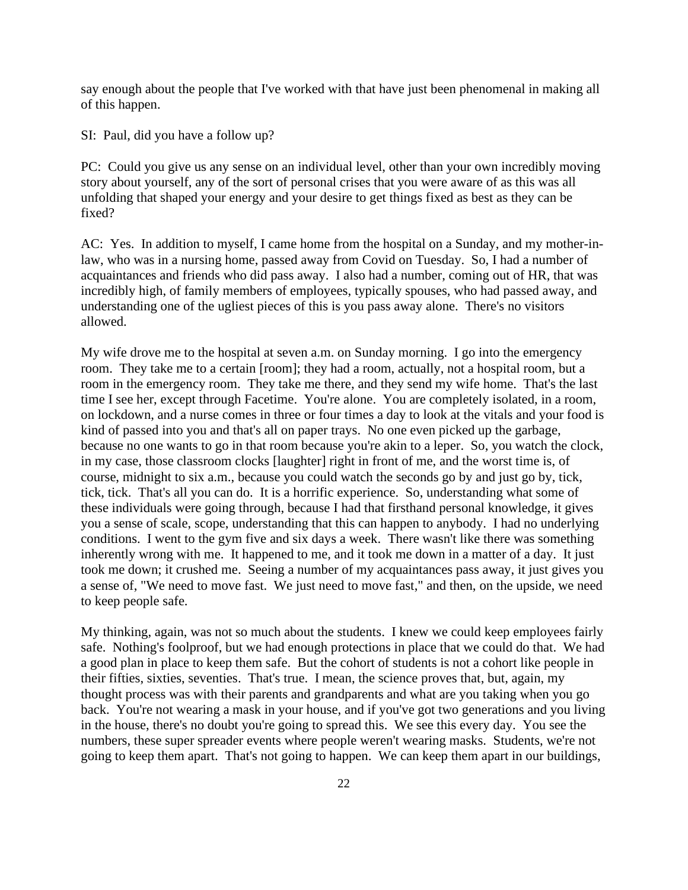say enough about the people that I've worked with that have just been phenomenal in making all of this happen.

SI: Paul, did you have a follow up?

PC: Could you give us any sense on an individual level, other than your own incredibly moving story about yourself, any of the sort of personal crises that you were aware of as this was all unfolding that shaped your energy and your desire to get things fixed as best as they can be fixed?

AC: Yes. In addition to myself, I came home from the hospital on a Sunday, and my mother-in-law, who was in a nursing home, passed away from Covid on Tuesday. So, I had a number of acquaintances and friends who did pass away. I also had a number, coming out of HR, that was incredibly high, of family members of employees, typically spouses, who had passed away, and understanding one of the ugliest pieces of this is you pass away alone. There's no visitors allowed.

My wife drove me to the hospital at seven a.m. on Sunday morning. I go into the emergency room. They take me to a certain [room]; they had a room, actually, not a hospital room, but a room in the emergency room. They take me there, and they send my wife home. That's the last time I see her, except through Facetime. You're alone. You are completely isolated, in a room, on lockdown, and a nurse comes in three or four times a day to look at the vitals and your food is kind of passed into you and that's all on paper trays. No one even picked up the garbage, because no one wants to go in that room because you're akin to a leper. So, you watch the clock, in my case, those classroom clocks [laughter] right in front of me, and the worst time is, of course, midnight to six a.m., because you could watch the seconds go by and just go by, tick, tick, tick. That's all you can do. It is a horrific experience. So, understanding what some of these individuals were going through, because I had that firsthand personal knowledge, it gives you a sense of scale, scope, understanding that this can happen to anybody. I had no underlying conditions. I went to the gym five and six days a week. There wasn't like there was something inherently wrong with me. It happened to me, and it took me down in a matter of a day. It just took me down; it crushed me. Seeing a number of my acquaintances pass away, it just gives you a sense of, "We need to move fast. We just need to move fast," and then, on the upside, we need to keep people safe.

My thinking, again, was not so much about the students. I knew we could keep employees fairly safe. Nothing's foolproof, but we had enough protections in place that we could do that. We had a good plan in place to keep them safe. But the cohort of students is not a cohort like people in their fifties, sixties, seventies. That's true. I mean, the science proves that, but, again, my thought process was with their parents and grandparents and what are you taking when you go back. You're not wearing a mask in your house, and if you've got two generations and you living in the house, there's no doubt you're going to spread this. We see this every day. You see the numbers, these super spreader events where people weren't wearing masks. Students, we're not going to keep them apart. That's not going to happen. We can keep them apart in our buildings,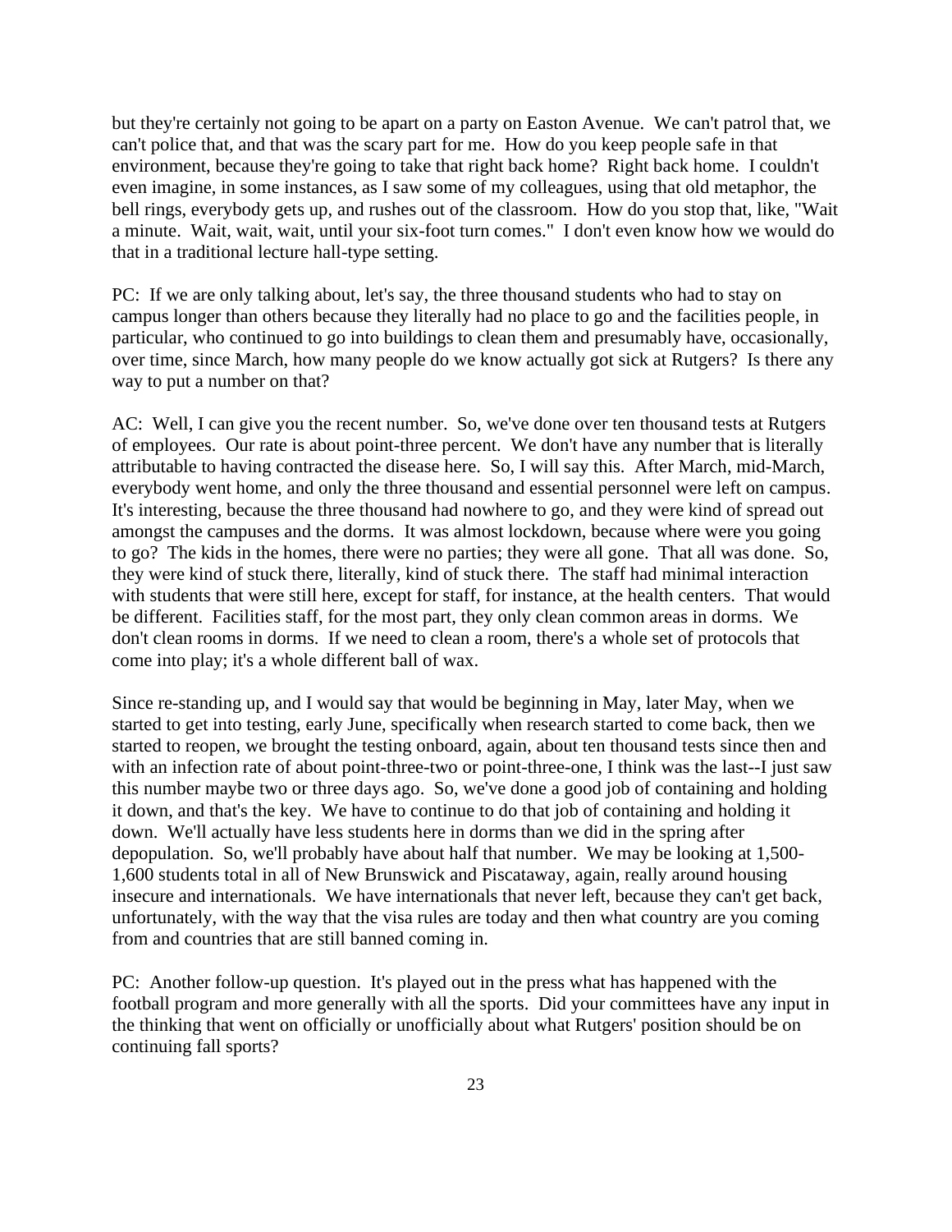but they're certainly not going to be apart on a party on Easton Avenue. We can't patrol that, we can't police that, and that was the scary part for me. How do you keep people safe in that environment, because they're going to take that right back home? Right back home. I couldn't even imagine, in some instances, as I saw some of my colleagues, using that old metaphor, the bell rings, everybody gets up, and rushes out of the classroom. How do you stop that, like, "Wait a minute. Wait, wait, wait, until your six-foot turn comes." I don't even know how we would do that in a traditional lecture hall-type setting.

PC: If we are only talking about, let's say, the three thousand students who had to stay on campus longer than others because they literally had no place to go and the facilities people, in particular, who continued to go into buildings to clean them and presumably have, occasionally, over time, since March, how many people do we know actually got sick at Rutgers? Is there any way to put a number on that?

AC: Well, I can give you the recent number. So, we've done over ten thousand tests at Rutgers of employees. Our rate is about point-three percent. We don't have any number that is literally attributable to having contracted the disease here. So, I will say this. After March, mid-March, everybody went home, and only the three thousand and essential personnel were left on campus. It's interesting, because the three thousand had nowhere to go, and they were kind of spread out amongst the campuses and the dorms. It was almost lockdown, because where were you going to go? The kids in the homes, there were no parties; they were all gone. That all was done. So, they were kind of stuck there, literally, kind of stuck there. The staff had minimal interaction with students that were still here, except for staff, for instance, at the health centers. That would be different. Facilities staff, for the most part, they only clean common areas in dorms. We don't clean rooms in dorms. If we need to clean a room, there's a whole set of protocols that come into play; it's a whole different ball of wax.

Since re-standing up, and I would say that would be beginning in May, later May, when we started to get into testing, early June, specifically when research started to come back, then we started to reopen, we brought the testing onboard, again, about ten thousand tests since then and with an infection rate of about point-three-two or point-three-one, I think was the last--I just saw this number maybe two or three days ago. So, we've done a good job of containing and holding it down, and that's the key. We have to continue to do that job of containing and holding it down. We'll actually have less students here in dorms than we did in the spring after depopulation. So, we'll probably have about half that number. We may be looking at 1,500-1,600 students total in all of New Brunswick and Piscataway, again, really around housing insecure and internationals. We have internationals that never left, because they can't get back, unfortunately, with the way that the visa rules are today and then what country are you coming from and countries that are still banned coming in.

PC: Another follow-up question. It's played out in the press what has happened with the football program and more generally with all the sports. Did your committees have any input in the thinking that went on officially or unofficially about what Rutgers' position should be on continuing fall sports?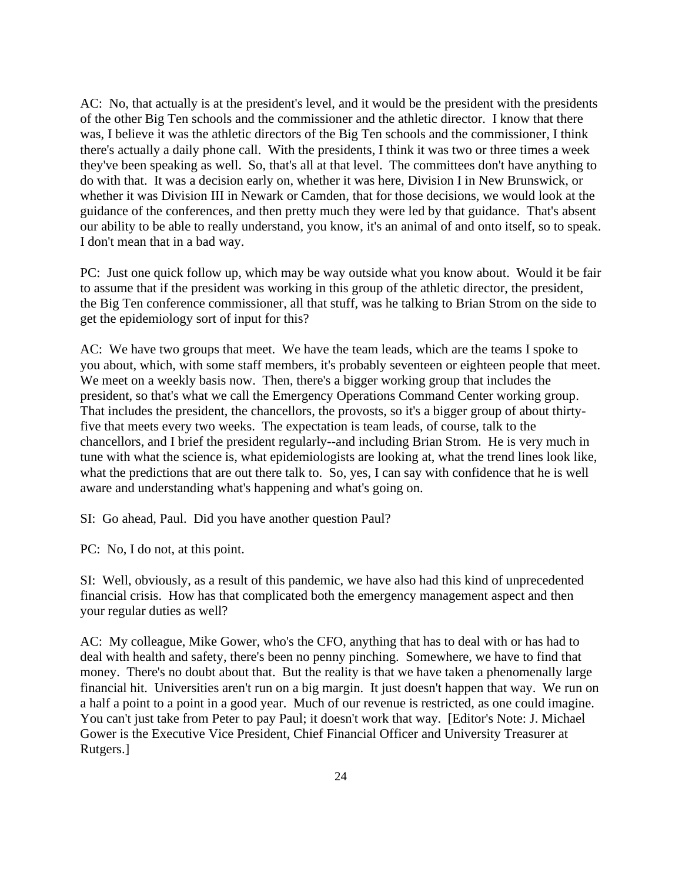AC: No, that actually is at the president's level, and it would be the president with the presidents of the other Big Ten schools and the commissioner and the athletic director. I know that there was, I believe it was the athletic directors of the Big Ten schools and the commissioner, I think there's actually a daily phone call. With the presidents, I think it was two or three times a week they've been speaking as well. So, that's all at that level. The committees don't have anything to do with that. It was a decision early on, whether it was here, Division I in New Brunswick, or whether it was Division III in Newark or Camden, that for those decisions, we would look at the guidance of the conferences, and then pretty much they were led by that guidance. That's absent our ability to be able to really understand, you know, it's an animal of and onto itself, so to speak. I don't mean that in a bad way.

PC: Just one quick follow up, which may be way outside what you know about. Would it be fair to assume that if the president was working in this group of the athletic director, the president, the Big Ten conference commissioner, all that stuff, was he talking to Brian Strom on the side to get the epidemiology sort of input for this?

AC: We have two groups that meet. We have the team leads, which are the teams I spoke to you about, which, with some staff members, it's probably seventeen or eighteen people that meet. We meet on a weekly basis now. Then, there's a bigger working group that includes the president, so that's what we call the Emergency Operations Command Center working group. That includes the president, the chancellors, the provosts, so it's a bigger group of about thirty-five that meets every two weeks. The expectation is team leads, of course, talk to the chancellors, and I brief the president regularly--and including Brian Strom. He is very much in tune with what the science is, what epidemiologists are looking at, what the trend lines look like, what the predictions that are out there talk to. So, yes, I can say with confidence that he is well aware and understanding what's happening and what's going on.

SI: Go ahead, Paul. Did you have another question Paul?

PC: No, I do not, at this point.

SI: Well, obviously, as a result of this pandemic, we have also had this kind of unprecedented financial crisis. How has that complicated both the emergency management aspect and then your regular duties as well?

AC: My colleague, Mike Gower, who's the CFO, anything that has to deal with or has had to deal with health and safety, there's been no penny pinching. Somewhere, we have to find that money. There's no doubt about that. But the reality is that we have taken a phenomenally large financial hit. Universities aren't run on a big margin. It just doesn't happen that way. We run on a half a point to a point in a good year. Much of our revenue is restricted, as one could imagine. You can't just take from Peter to pay Paul; it doesn't work that way. [Editor's Note: J. Michael Gower is the Executive Vice President, Chief Financial Officer and University Treasurer at Rutgers.]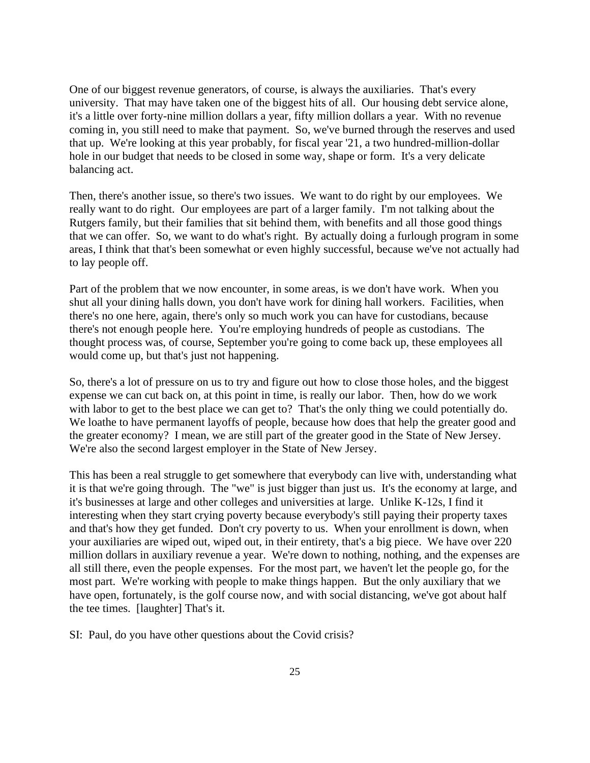One of our biggest revenue generators, of course, is always the auxiliaries. That's every university. That may have taken one of the biggest hits of all. Our housing debt service alone, it's a little over forty-nine million dollars a year, fifty million dollars a year. With no revenue coming in, you still need to make that payment. So, we've burned through the reserves and used that up. We're looking at this year probably, for fiscal year '21, a two hundred-million-dollar hole in our budget that needs to be closed in some way, shape or form. It's a very delicate balancing act.

Then, there's another issue, so there's two issues. We want to do right by our employees. We really want to do right. Our employees are part of a larger family. I'm not talking about the Rutgers family, but their families that sit behind them, with benefits and all those good things that we can offer. So, we want to do what's right. By actually doing a furlough program in some areas, I think that that's been somewhat or even highly successful, because we've not actually had to lay people off.

Part of the problem that we now encounter, in some areas, is we don't have work. When you shut all your dining halls down, you don't have work for dining hall workers. Facilities, when there's no one here, again, there's only so much work you can have for custodians, because there's not enough people here. You're employing hundreds of people as custodians. The thought process was, of course, September you're going to come back up, these employees all would come up, but that's just not happening.

So, there's a lot of pressure on us to try and figure out how to close those holes, and the biggest expense we can cut back on, at this point in time, is really our labor. Then, how do we work with labor to get to the best place we can get to? That's the only thing we could potentially do. We loathe to have permanent layoffs of people, because how does that help the greater good and the greater economy? I mean, we are still part of the greater good in the State of New Jersey. We're also the second largest employer in the State of New Jersey.

This has been a real struggle to get somewhere that everybody can live with, understanding what it is that we're going through. The "we" is just bigger than just us. It's the economy at large, and it's businesses at large and other colleges and universities at large. Unlike K-12s, I find it interesting when they start crying poverty because everybody's still paying their property taxes and that's how they get funded. Don't cry poverty to us. When your enrollment is down, when your auxiliaries are wiped out, wiped out, in their entirety, that's a big piece. We have over 220 million dollars in auxiliary revenue a year. We're down to nothing, nothing, and the expenses are all still there, even the people expenses. For the most part, we haven't let the people go, for the most part. We're working with people to make things happen. But the only auxiliary that we have open, fortunately, is the golf course now, and with social distancing, we've got about half the tee times. [laughter] That's it.

SI: Paul, do you have other questions about the Covid crisis?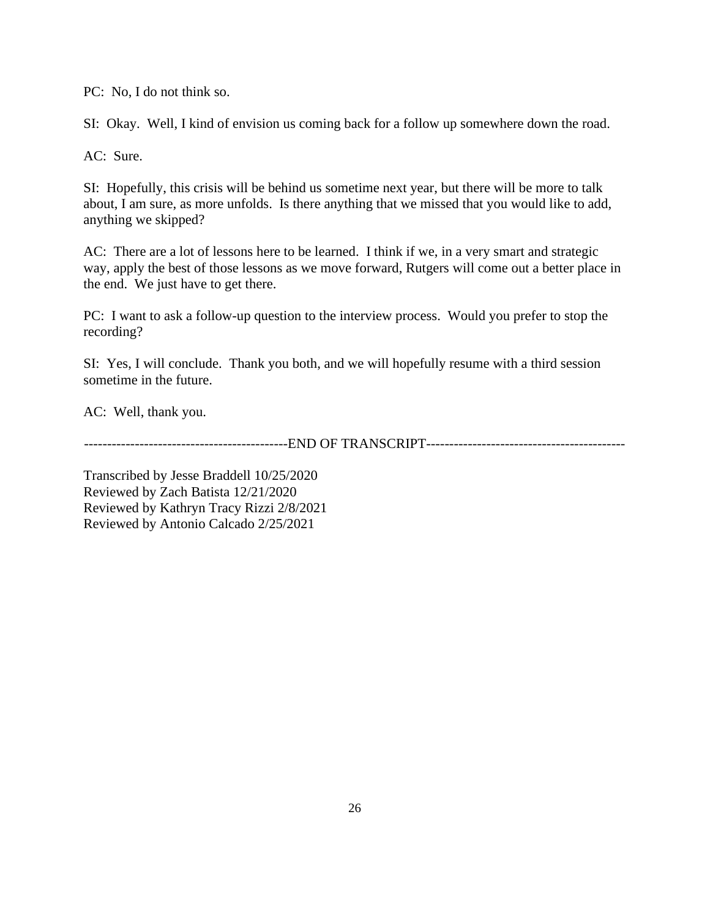PC: No, I do not think so.

SI: Okay. Well, I kind of envision us coming back for a follow up somewhere down the road.

AC: Sure.

SI: Hopefully, this crisis will be behind us sometime next year, but there will be more to talk about, I am sure, as more unfolds. Is there anything that we missed that you would like to add, anything we skipped?

AC: There are a lot of lessons here to be learned. I think if we, in a very smart and strategic way, apply the best of those lessons as we move forward, Rutgers will come out a better place in the end. We just have to get there.

PC: I want to ask a follow-up question to the interview process. Would you prefer to stop the recording?

SI: Yes, I will conclude. Thank you both, and we will hopefully resume with a third session sometime in the future.

AC: Well, thank you.

-------------------------------------------END OF TRANSCRIPT-------------------------------------------

Transcribed by Jesse Braddell 10/25/2020
Reviewed by Zach Batista 12/21/2020
Reviewed by Kathryn Tracy Rizzi 2/8/2021
Reviewed by Antonio Calcado 2/25/2021